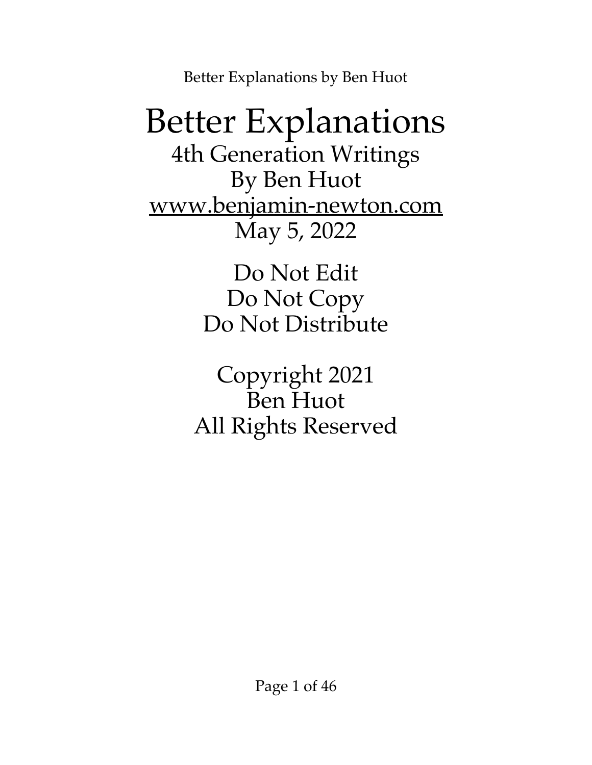# Better Explanations

4th Generation Writings
By Ben Huot
www.benjamin-newton.com
May 5, 2022

Do Not Edit
Do Not Copy
Do Not Distribute

Copyright 2021
Ben Huot
All Rights Reserved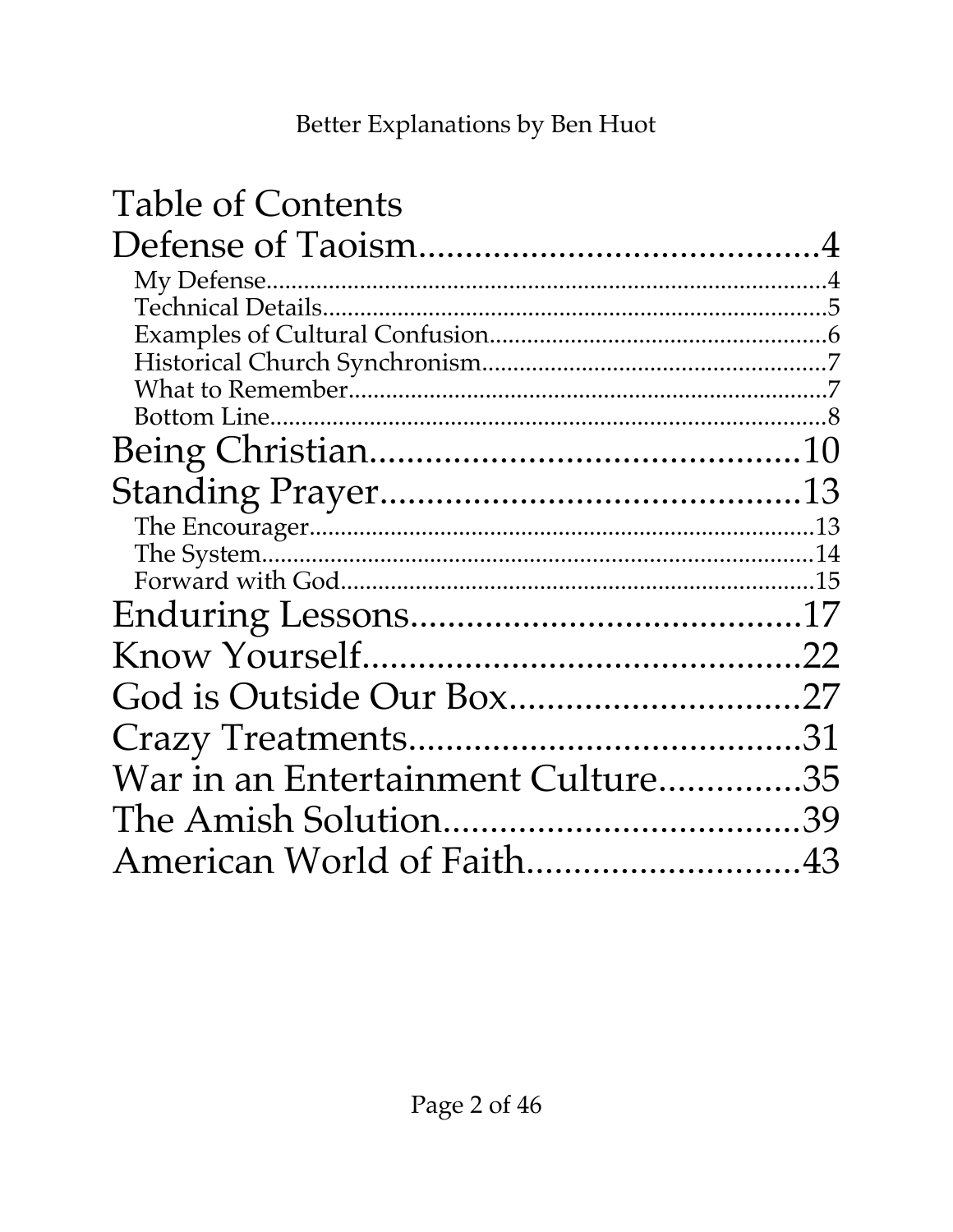# Table of Contents

Defense of Taoism....................................................4
- My Defense....................................................4
- Technical Details....................................................5
- Examples of Cultural Confusion....................................................6
- Historical Church Synchronism....................................................7
- What to Remember....................................................7
- Bottom Line....................................................8

Being Christian....................................................10

Standing Prayer....................................................13
- The Encourager....................................................13
- The System....................................................14
- Forward with God....................................................15

Enduring Lessons....................................................17

Know Yourself....................................................22

God is Outside Our Box....................................................27

Crazy Treatments....................................................31

War in an Entertainment Culture....................................................35

The Amish Solution....................................................39

American World of Faith....................................................43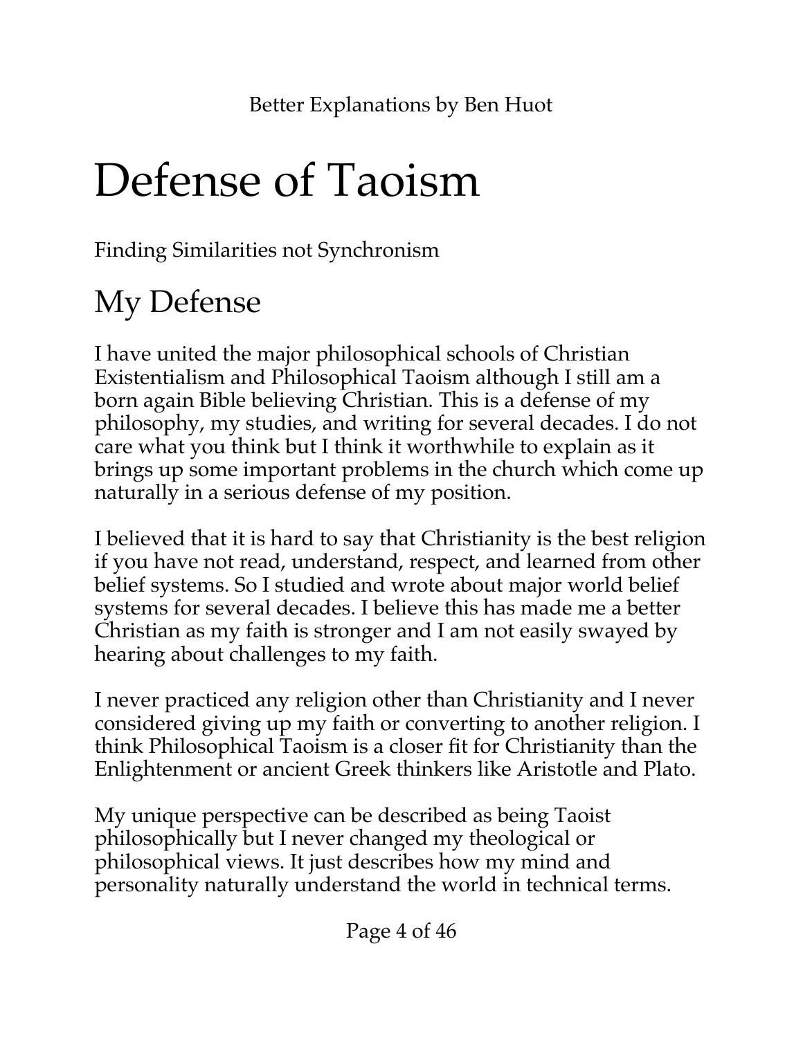# Defense of Taoism

Finding Similarities not Synchronism

## My Defense

I have united the major philosophical schools of Christian Existentialism and Philosophical Taoism although I still am a born again Bible believing Christian. This is a defense of my philosophy, my studies, and writing for several decades. I do not care what you think but I think it worthwhile to explain as it brings up some important problems in the church which come up naturally in a serious defense of my position.

I believed that it is hard to say that Christianity is the best religion if you have not read, understand, respect, and learned from other belief systems. So I studied and wrote about major world belief systems for several decades. I believe this has made me a better Christian as my faith is stronger and I am not easily swayed by hearing about challenges to my faith.

I never practiced any religion other than Christianity and I never considered giving up my faith or converting to another religion. I think Philosophical Taoism is a closer fit for Christianity than the Enlightenment or ancient Greek thinkers like Aristotle and Plato.

My unique perspective can be described as being Taoist philosophically but I never changed my theological or philosophical views. It just describes how my mind and personality naturally understand the world in technical terms.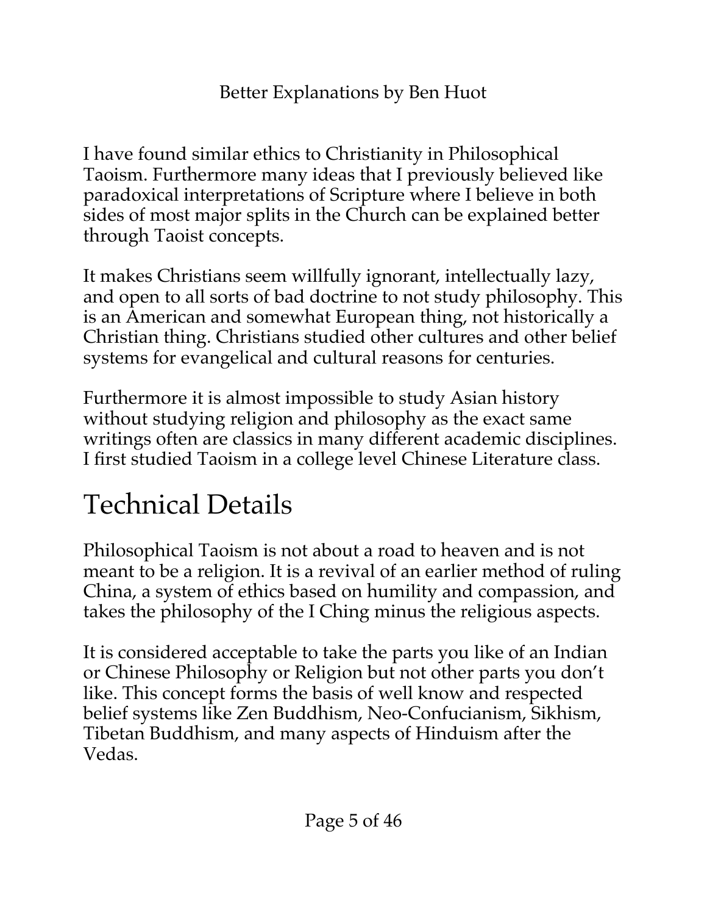I have found similar ethics to Christianity in Philosophical Taoism. Furthermore many ideas that I previously believed like paradoxical interpretations of Scripture where I believe in both sides of most major splits in the Church can be explained better through Taoist concepts.

It makes Christians seem willfully ignorant, intellectually lazy, and open to all sorts of bad doctrine to not study philosophy. This is an American and somewhat European thing, not historically a Christian thing. Christians studied other cultures and other belief systems for evangelical and cultural reasons for centuries.

Furthermore it is almost impossible to study Asian history without studying religion and philosophy as the exact same writings often are classics in many different academic disciplines. I first studied Taoism in a college level Chinese Literature class.

# Technical Details

Philosophical Taoism is not about a road to heaven and is not meant to be a religion. It is a revival of an earlier method of ruling China, a system of ethics based on humility and compassion, and takes the philosophy of the I Ching minus the religious aspects.

It is considered acceptable to take the parts you like of an Indian or Chinese Philosophy or Religion but not other parts you don't like. This concept forms the basis of well know and respected belief systems like Zen Buddhism, Neo-Confucianism, Sikhism, Tibetan Buddhism, and many aspects of Hinduism after the Vedas.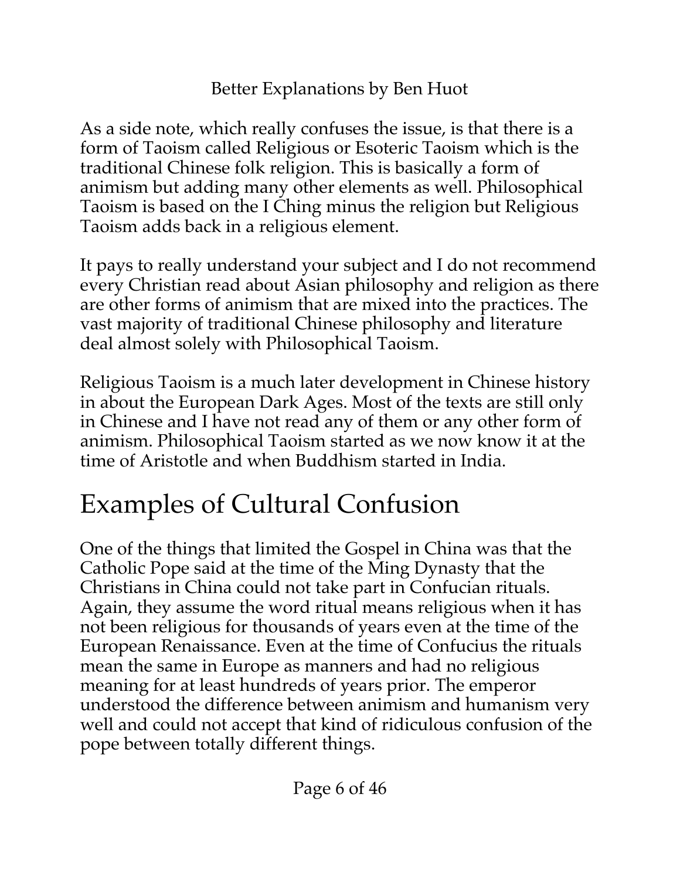As a side note, which really confuses the issue, is that there is a form of Taoism called Religious or Esoteric Taoism which is the traditional Chinese folk religion. This is basically a form of animism but adding many other elements as well. Philosophical Taoism is based on the I Ching minus the religion but Religious Taoism adds back in a religious element.

It pays to really understand your subject and I do not recommend every Christian read about Asian philosophy and religion as there are other forms of animism that are mixed into the practices. The vast majority of traditional Chinese philosophy and literature deal almost solely with Philosophical Taoism.

Religious Taoism is a much later development in Chinese history in about the European Dark Ages. Most of the texts are still only in Chinese and I have not read any of them or any other form of animism. Philosophical Taoism started as we now know it at the time of Aristotle and when Buddhism started in India.

# Examples of Cultural Confusion

One of the things that limited the Gospel in China was that the Catholic Pope said at the time of the Ming Dynasty that the Christians in China could not take part in Confucian rituals. Again, they assume the word ritual means religious when it has not been religious for thousands of years even at the time of the European Renaissance. Even at the time of Confucius the rituals mean the same in Europe as manners and had no religious meaning for at least hundreds of years prior. The emperor understood the difference between animism and humanism very well and could not accept that kind of ridiculous confusion of the pope between totally different things.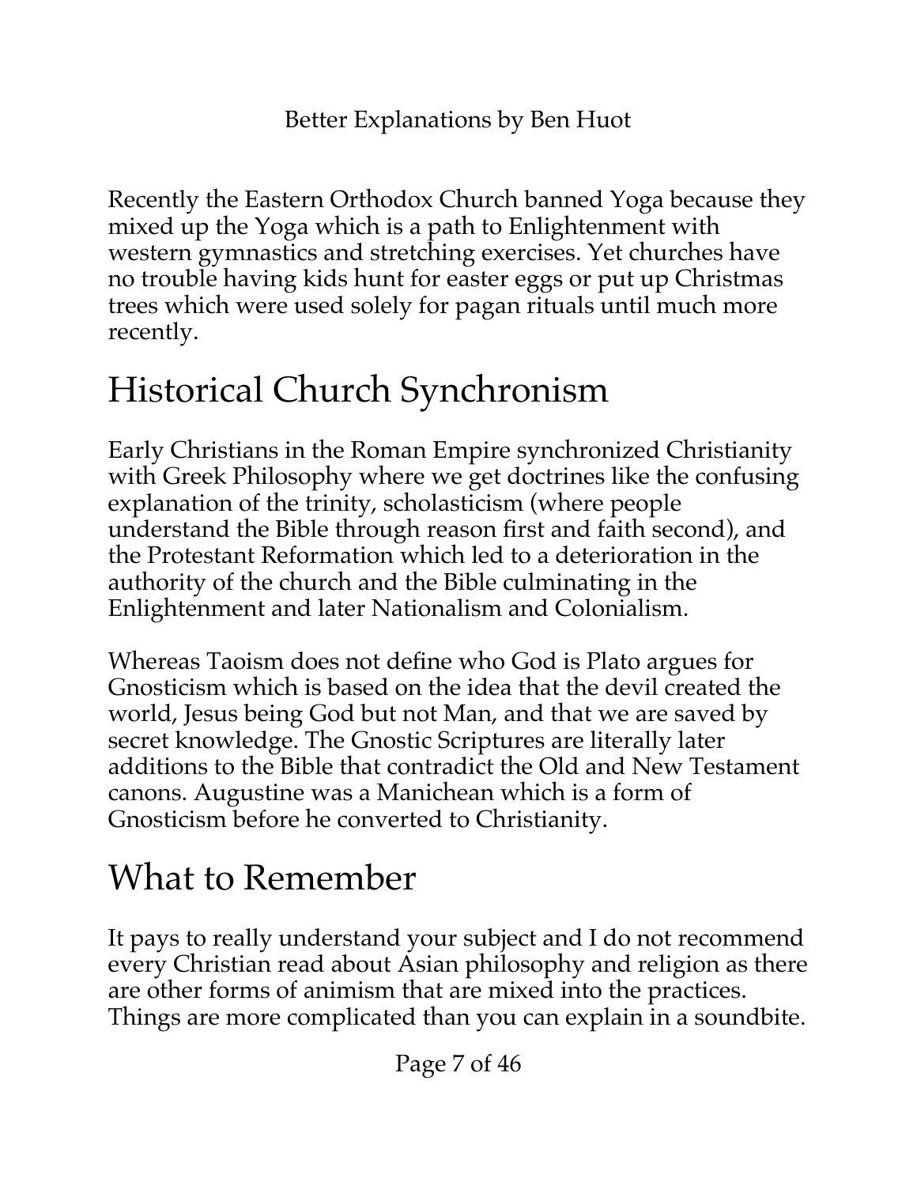Recently the Eastern Orthodox Church banned Yoga because they mixed up the Yoga which is a path to Enlightenment with western gymnastics and stretching exercises. Yet churches have no trouble having kids hunt for easter eggs or put up Christmas trees which were used solely for pagan rituals until much more recently.

# Historical Church Synchronism

Early Christians in the Roman Empire synchronized Christianity with Greek Philosophy where we get doctrines like the confusing explanation of the trinity, scholasticism (where people understand the Bible through reason first and faith second), and the Protestant Reformation which led to a deterioration in the authority of the church and the Bible culminating in the Enlightenment and later Nationalism and Colonialism.

Whereas Taoism does not define who God is Plato argues for Gnosticism which is based on the idea that the devil created the world, Jesus being God but not Man, and that we are saved by secret knowledge. The Gnostic Scriptures are literally later additions to the Bible that contradict the Old and New Testament canons. Augustine was a Manichean which is a form of Gnosticism before he converted to Christianity.

# What to Remember

It pays to really understand your subject and I do not recommend every Christian read about Asian philosophy and religion as there are other forms of animism that are mixed into the practices. Things are more complicated than you can explain in a soundbite.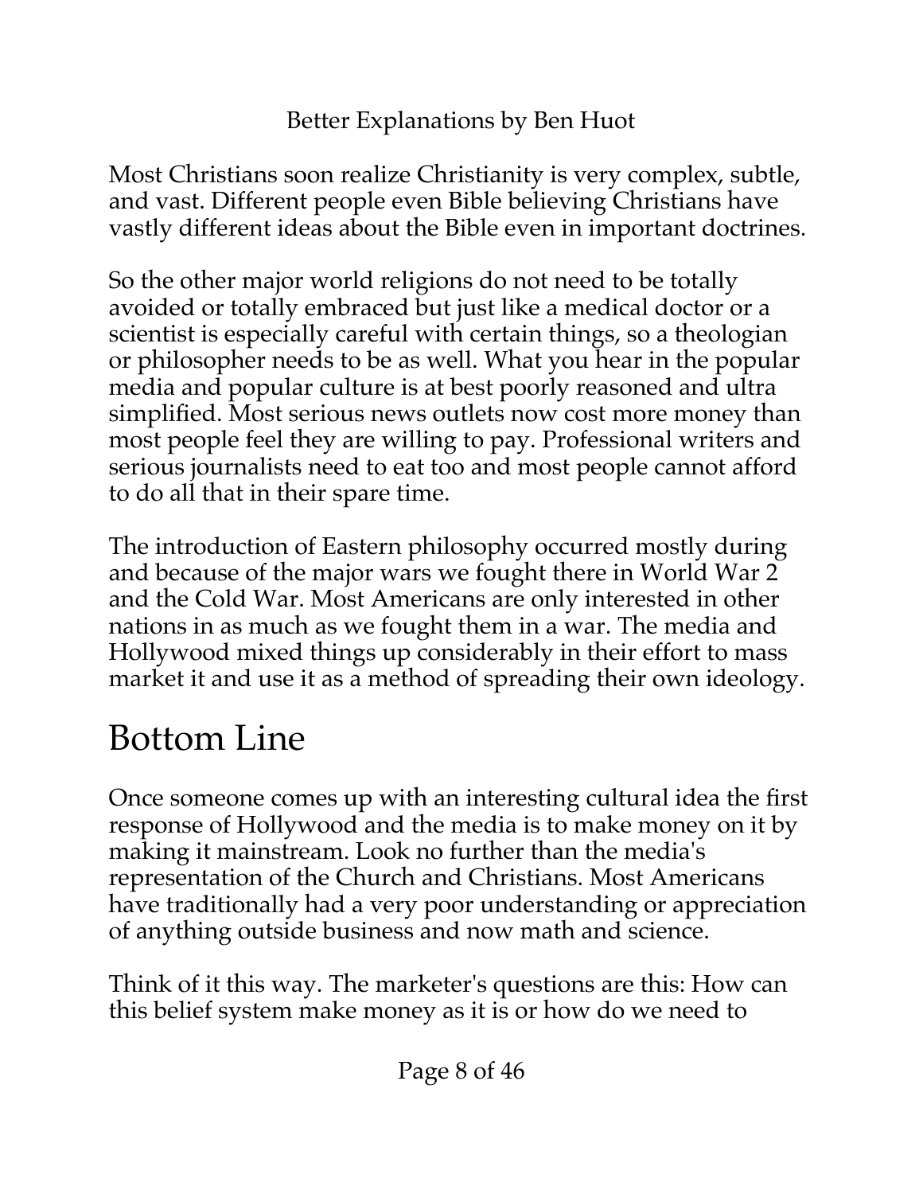Most Christians soon realize Christianity is very complex, subtle, and vast. Different people even Bible believing Christians have vastly different ideas about the Bible even in important doctrines.

So the other major world religions do not need to be totally avoided or totally embraced but just like a medical doctor or a scientist is especially careful with certain things, so a theologian or philosopher needs to be as well. What you hear in the popular media and popular culture is at best poorly reasoned and ultra simplified. Most serious news outlets now cost more money than most people feel they are willing to pay. Professional writers and serious journalists need to eat too and most people cannot afford to do all that in their spare time.

The introduction of Eastern philosophy occurred mostly during and because of the major wars we fought there in World War 2 and the Cold War. Most Americans are only interested in other nations in as much as we fought them in a war. The media and Hollywood mixed things up considerably in their effort to mass market it and use it as a method of spreading their own ideology.

## Bottom Line

Once someone comes up with an interesting cultural idea the first response of Hollywood and the media is to make money on it by making it mainstream. Look no further than the media's representation of the Church and Christians. Most Americans have traditionally had a very poor understanding or appreciation of anything outside business and now math and science.

Think of it this way. The marketer's questions are this: How can this belief system make money as it is or how do we need to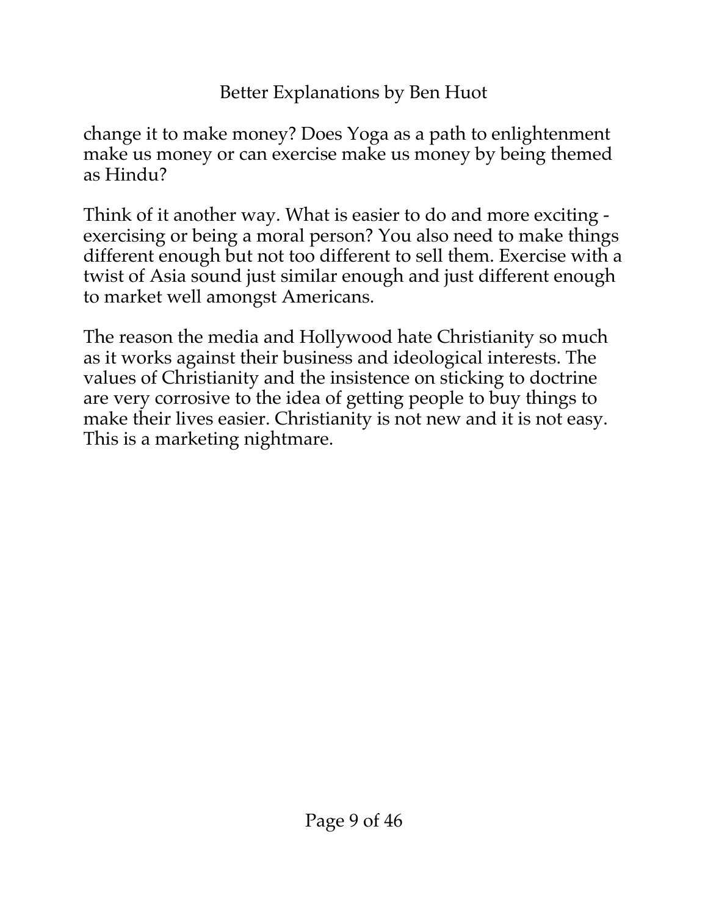change it to make money? Does Yoga as a path to enlightenment make us money or can exercise make us money by being themed as Hindu?

Think of it another way. What is easier to do and more exciting - exercising or being a moral person? You also need to make things different enough but not too different to sell them. Exercise with a twist of Asia sound just similar enough and just different enough to market well amongst Americans.

The reason the media and Hollywood hate Christianity so much as it works against their business and ideological interests. The values of Christianity and the insistence on sticking to doctrine are very corrosive to the idea of getting people to buy things to make their lives easier. Christianity is not new and it is not easy. This is a marketing nightmare.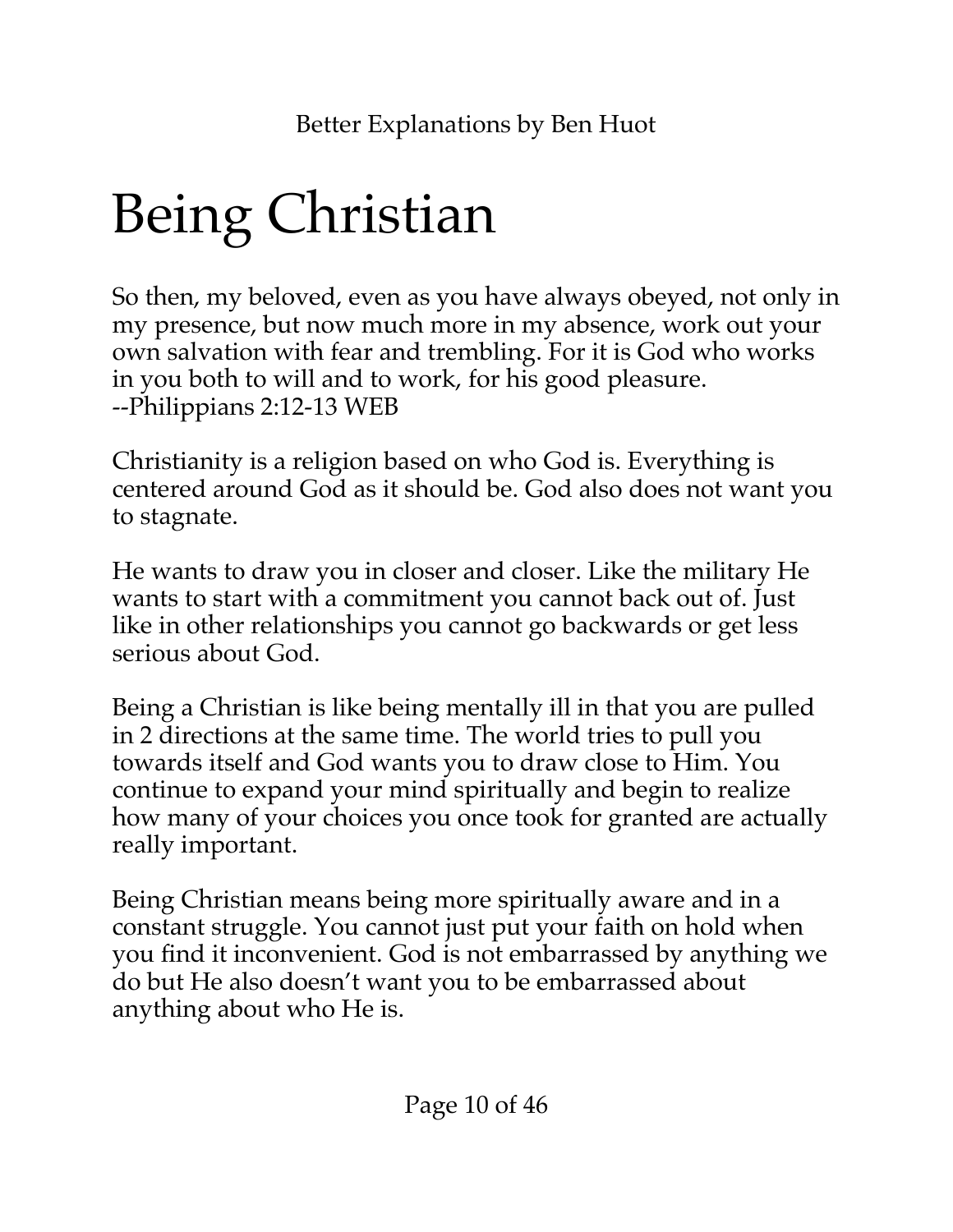# Being Christian

So then, my beloved, even as you have always obeyed, not only in my presence, but now much more in my absence, work out your own salvation with fear and trembling. For it is God who works in you both to will and to work, for his good pleasure.
--Philippians 2:12-13 WEB

Christianity is a religion based on who God is. Everything is centered around God as it should be. God also does not want you to stagnate.

He wants to draw you in closer and closer. Like the military He wants to start with a commitment you cannot back out of. Just like in other relationships you cannot go backwards or get less serious about God.

Being a Christian is like being mentally ill in that you are pulled in 2 directions at the same time. The world tries to pull you towards itself and God wants you to draw close to Him. You continue to expand your mind spiritually and begin to realize how many of your choices you once took for granted are actually really important.

Being Christian means being more spiritually aware and in a constant struggle. You cannot just put your faith on hold when you find it inconvenient. God is not embarrassed by anything we do but He also doesn't want you to be embarrassed about anything about who He is.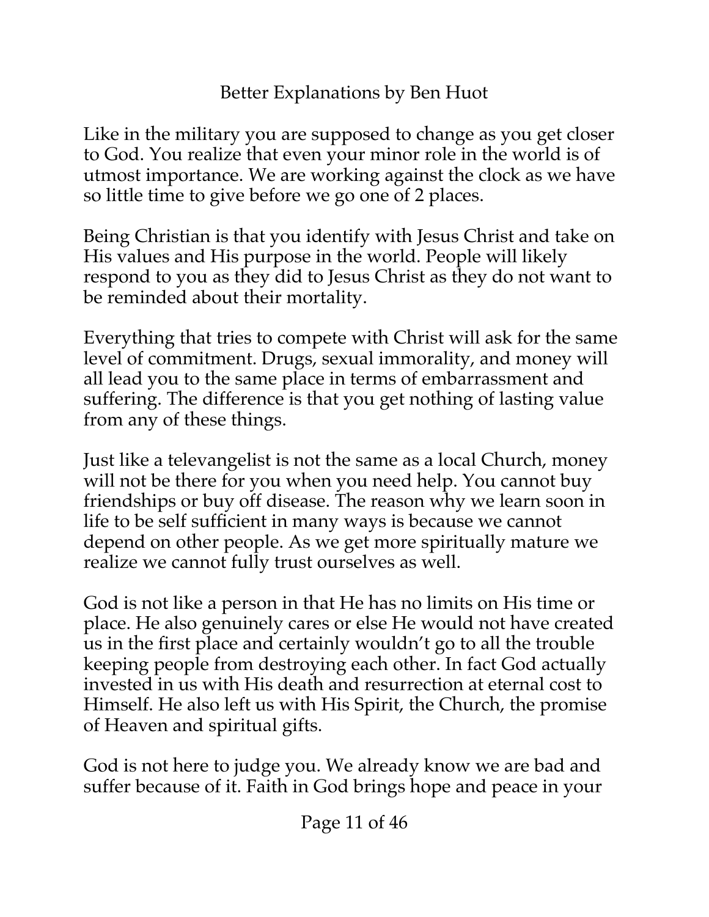Like in the military you are supposed to change as you get closer to God. You realize that even your minor role in the world is of utmost importance. We are working against the clock as we have so little time to give before we go one of 2 places.

Being Christian is that you identify with Jesus Christ and take on His values and His purpose in the world. People will likely respond to you as they did to Jesus Christ as they do not want to be reminded about their mortality.

Everything that tries to compete with Christ will ask for the same level of commitment. Drugs, sexual immorality, and money will all lead you to the same place in terms of embarrassment and suffering. The difference is that you get nothing of lasting value from any of these things.

Just like a televangelist is not the same as a local Church, money will not be there for you when you need help. You cannot buy friendships or buy off disease. The reason why we learn soon in life to be self sufficient in many ways is because we cannot depend on other people. As we get more spiritually mature we realize we cannot fully trust ourselves as well.

God is not like a person in that He has no limits on His time or place. He also genuinely cares or else He would not have created us in the first place and certainly wouldn't go to all the trouble keeping people from destroying each other. In fact God actually invested in us with His death and resurrection at eternal cost to Himself. He also left us with His Spirit, the Church, the promise of Heaven and spiritual gifts.

God is not here to judge you. We already know we are bad and suffer because of it. Faith in God brings hope and peace in your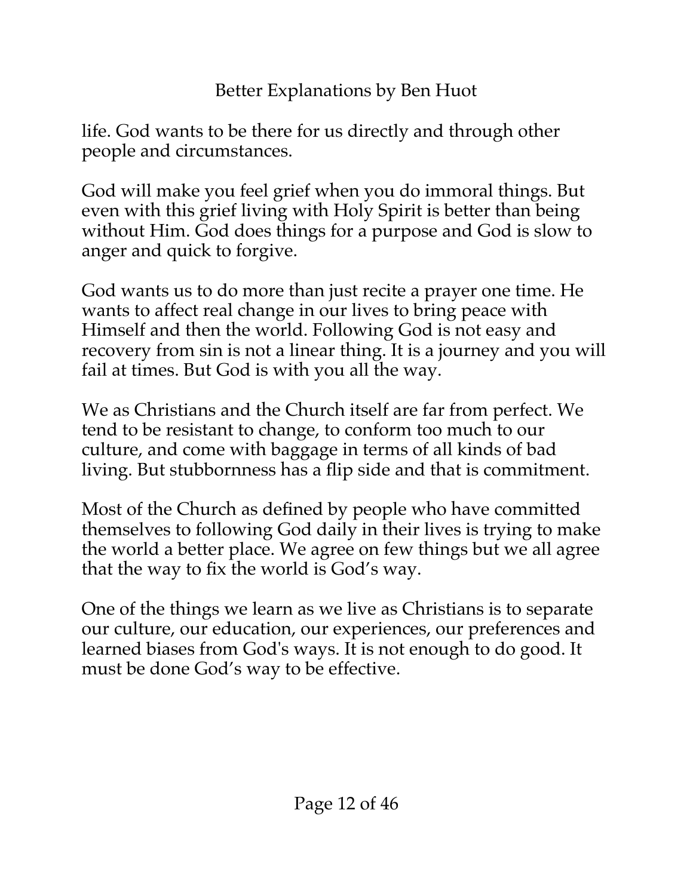life. God wants to be there for us directly and through other people and circumstances.

God will make you feel grief when you do immoral things. But even with this grief living with Holy Spirit is better than being without Him. God does things for a purpose and God is slow to anger and quick to forgive.

God wants us to do more than just recite a prayer one time. He wants to affect real change in our lives to bring peace with Himself and then the world. Following God is not easy and recovery from sin is not a linear thing. It is a journey and you will fail at times. But God is with you all the way.

We as Christians and the Church itself are far from perfect. We tend to be resistant to change, to conform too much to our culture, and come with baggage in terms of all kinds of bad living. But stubbornness has a flip side and that is commitment.

Most of the Church as defined by people who have committed themselves to following God daily in their lives is trying to make the world a better place. We agree on few things but we all agree that the way to fix the world is God's way.

One of the things we learn as we live as Christians is to separate our culture, our education, our experiences, our preferences and learned biases from God's ways. It is not enough to do good. It must be done God's way to be effective.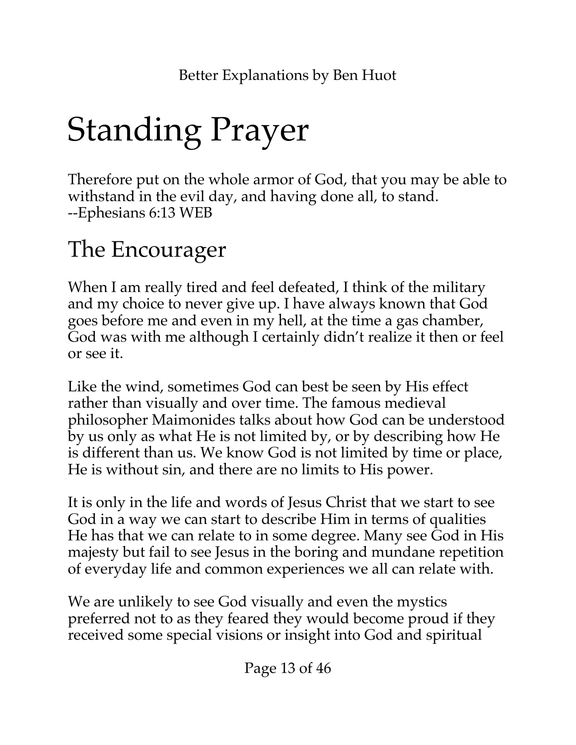# Standing Prayer

Therefore put on the whole armor of God, that you may be able to withstand in the evil day, and having done all, to stand.
--Ephesians 6:13 WEB

## The Encourager

When I am really tired and feel defeated, I think of the military and my choice to never give up. I have always known that God goes before me and even in my hell, at the time a gas chamber, God was with me although I certainly didn't realize it then or feel or see it.

Like the wind, sometimes God can best be seen by His effect rather than visually and over time. The famous medieval philosopher Maimonides talks about how God can be understood by us only as what He is not limited by, or by describing how He is different than us. We know God is not limited by time or place, He is without sin, and there are no limits to His power.

It is only in the life and words of Jesus Christ that we start to see God in a way we can start to describe Him in terms of qualities He has that we can relate to in some degree. Many see God in His majesty but fail to see Jesus in the boring and mundane repetition of everyday life and common experiences we all can relate with.

We are unlikely to see God visually and even the mystics preferred not to as they feared they would become proud if they received some special visions or insight into God and spiritual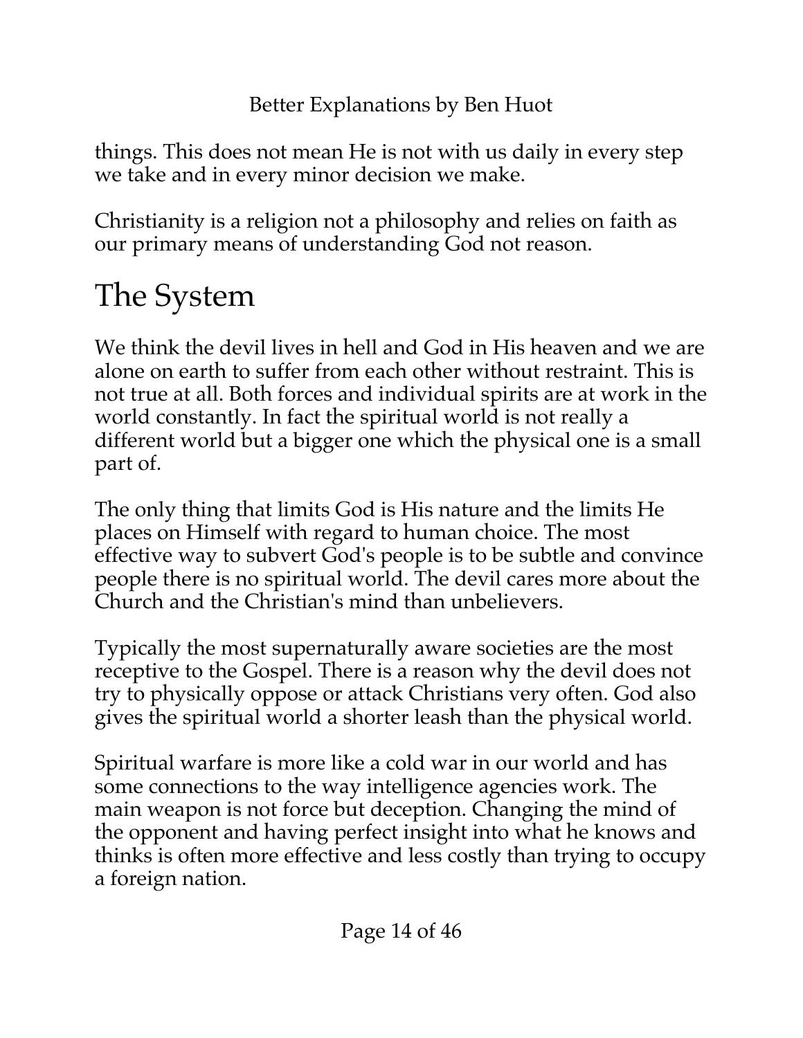things. This does not mean He is not with us daily in every step we take and in every minor decision we make.

Christianity is a religion not a philosophy and relies on faith as our primary means of understanding God not reason.

# The System

We think the devil lives in hell and God in His heaven and we are alone on earth to suffer from each other without restraint. This is not true at all. Both forces and individual spirits are at work in the world constantly. In fact the spiritual world is not really a different world but a bigger one which the physical one is a small part of.

The only thing that limits God is His nature and the limits He places on Himself with regard to human choice. The most effective way to subvert God's people is to be subtle and convince people there is no spiritual world. The devil cares more about the Church and the Christian's mind than unbelievers.

Typically the most supernaturally aware societies are the most receptive to the Gospel. There is a reason why the devil does not try to physically oppose or attack Christians very often. God also gives the spiritual world a shorter leash than the physical world.

Spiritual warfare is more like a cold war in our world and has some connections to the way intelligence agencies work. The main weapon is not force but deception. Changing the mind of the opponent and having perfect insight into what he knows and thinks is often more effective and less costly than trying to occupy a foreign nation.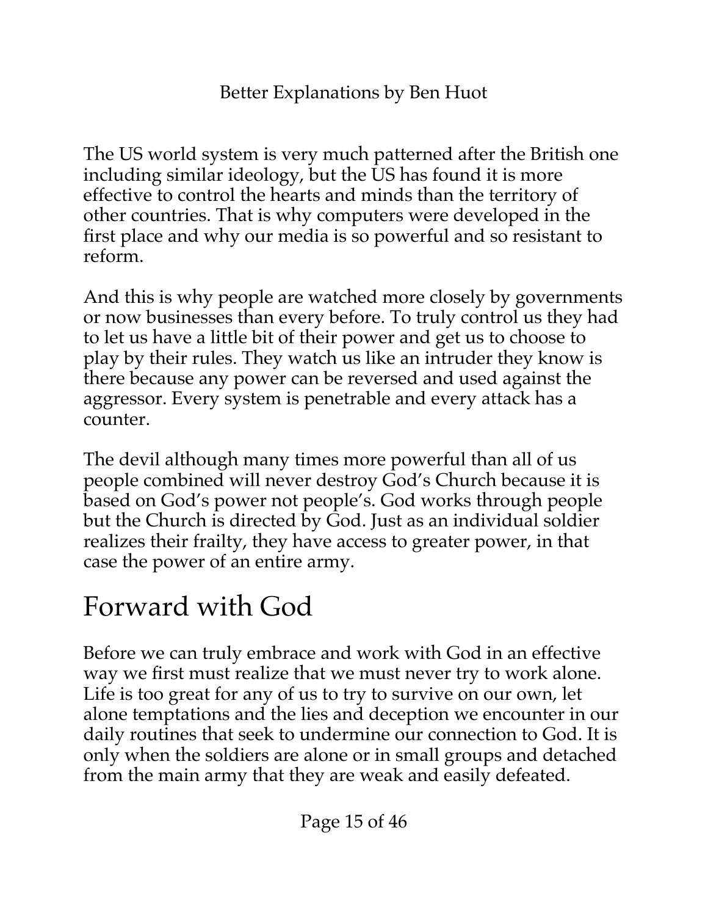The US world system is very much patterned after the British one including similar ideology, but the US has found it is more effective to control the hearts and minds than the territory of other countries. That is why computers were developed in the first place and why our media is so powerful and so resistant to reform.

And this is why people are watched more closely by governments or now businesses than every before. To truly control us they had to let us have a little bit of their power and get us to choose to play by their rules. They watch us like an intruder they know is there because any power can be reversed and used against the aggressor. Every system is penetrable and every attack has a counter.

The devil although many times more powerful than all of us people combined will never destroy God's Church because it is based on God's power not people's. God works through people but the Church is directed by God. Just as an individual soldier realizes their frailty, they have access to greater power, in that case the power of an entire army.

# Forward with God

Before we can truly embrace and work with God in an effective way we first must realize that we must never try to work alone. Life is too great for any of us to try to survive on our own, let alone temptations and the lies and deception we encounter in our daily routines that seek to undermine our connection to God. It is only when the soldiers are alone or in small groups and detached from the main army that they are weak and easily defeated.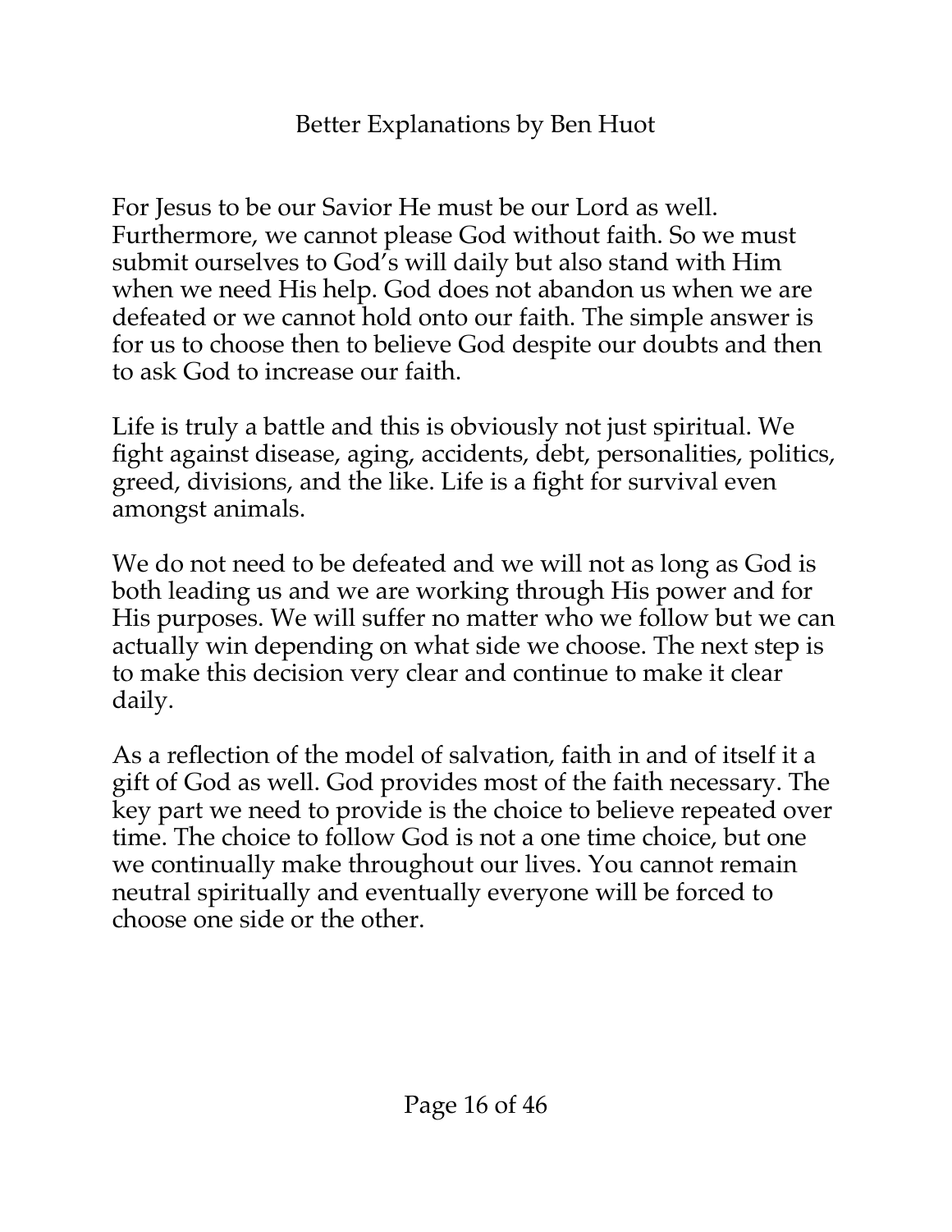For Jesus to be our Savior He must be our Lord as well. Furthermore, we cannot please God without faith. So we must submit ourselves to God's will daily but also stand with Him when we need His help. God does not abandon us when we are defeated or we cannot hold onto our faith. The simple answer is for us to choose then to believe God despite our doubts and then to ask God to increase our faith.

Life is truly a battle and this is obviously not just spiritual. We fight against disease, aging, accidents, debt, personalities, politics, greed, divisions, and the like. Life is a fight for survival even amongst animals.

We do not need to be defeated and we will not as long as God is both leading us and we are working through His power and for His purposes. We will suffer no matter who we follow but we can actually win depending on what side we choose. The next step is to make this decision very clear and continue to make it clear daily.

As a reflection of the model of salvation, faith in and of itself it a gift of God as well. God provides most of the faith necessary. The key part we need to provide is the choice to believe repeated over time. The choice to follow God is not a one time choice, but one we continually make throughout our lives. You cannot remain neutral spiritually and eventually everyone will be forced to choose one side or the other.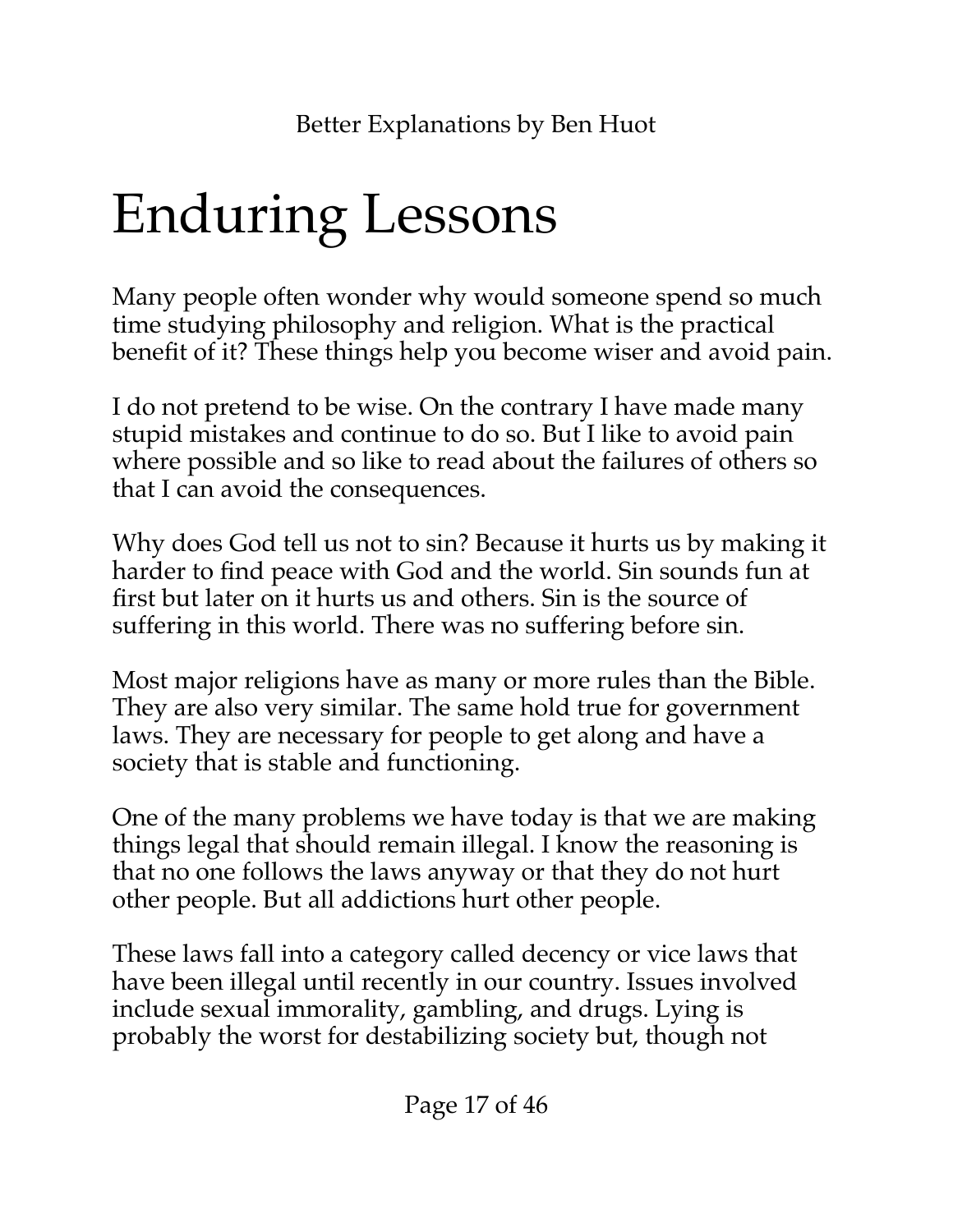# Enduring Lessons

Many people often wonder why would someone spend so much time studying philosophy and religion. What is the practical benefit of it? These things help you become wiser and avoid pain.

I do not pretend to be wise. On the contrary I have made many stupid mistakes and continue to do so. But I like to avoid pain where possible and so like to read about the failures of others so that I can avoid the consequences.

Why does God tell us not to sin? Because it hurts us by making it harder to find peace with God and the world. Sin sounds fun at first but later on it hurts us and others. Sin is the source of suffering in this world. There was no suffering before sin.

Most major religions have as many or more rules than the Bible. They are also very similar. The same hold true for government laws. They are necessary for people to get along and have a society that is stable and functioning.

One of the many problems we have today is that we are making things legal that should remain illegal. I know the reasoning is that no one follows the laws anyway or that they do not hurt other people. But all addictions hurt other people.

These laws fall into a category called decency or vice laws that have been illegal until recently in our country. Issues involved include sexual immorality, gambling, and drugs. Lying is probably the worst for destabilizing society but, though not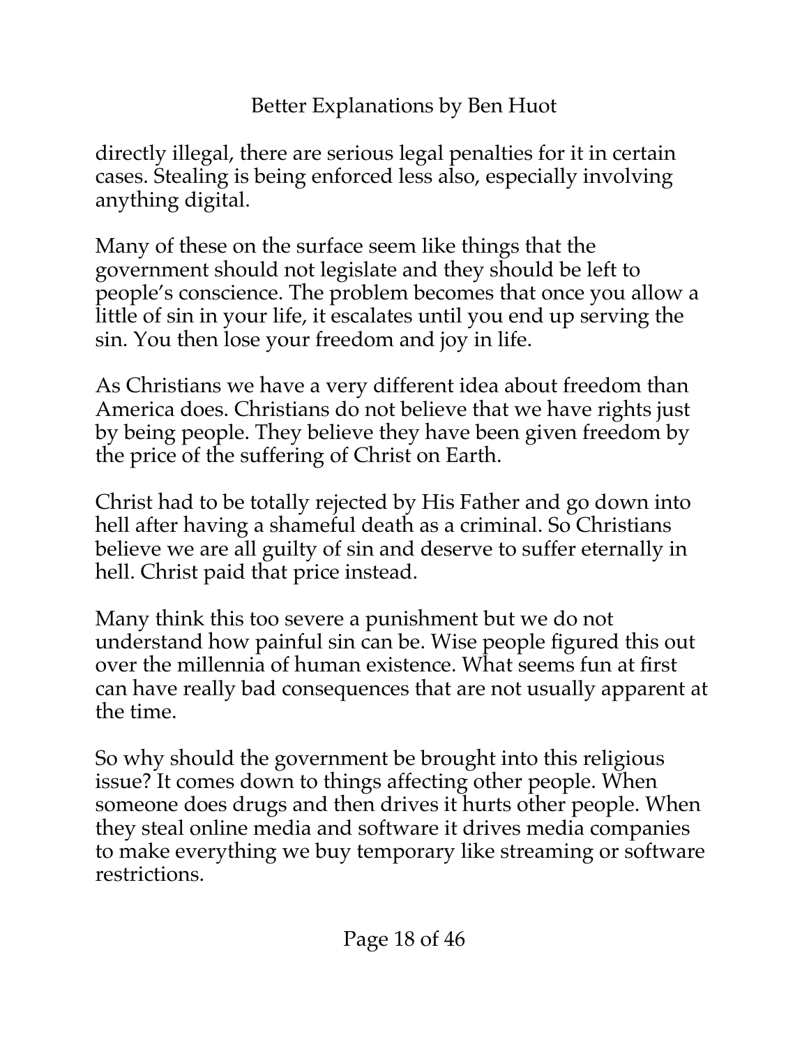directly illegal, there are serious legal penalties for it in certain cases. Stealing is being enforced less also, especially involving anything digital.

Many of these on the surface seem like things that the government should not legislate and they should be left to people's conscience. The problem becomes that once you allow a little of sin in your life, it escalates until you end up serving the sin. You then lose your freedom and joy in life.

As Christians we have a very different idea about freedom than America does. Christians do not believe that we have rights just by being people. They believe they have been given freedom by the price of the suffering of Christ on Earth.

Christ had to be totally rejected by His Father and go down into hell after having a shameful death as a criminal. So Christians believe we are all guilty of sin and deserve to suffer eternally in hell. Christ paid that price instead.

Many think this too severe a punishment but we do not understand how painful sin can be. Wise people figured this out over the millennia of human existence. What seems fun at first can have really bad consequences that are not usually apparent at the time.

So why should the government be brought into this religious issue? It comes down to things affecting other people. When someone does drugs and then drives it hurts other people. When they steal online media and software it drives media companies to make everything we buy temporary like streaming or software restrictions.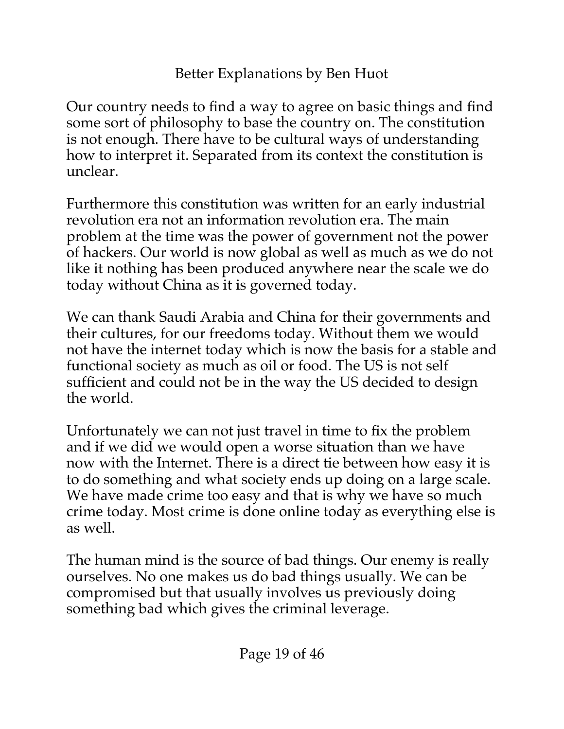Our country needs to find a way to agree on basic things and find some sort of philosophy to base the country on. The constitution is not enough. There have to be cultural ways of understanding how to interpret it. Separated from its context the constitution is unclear.

Furthermore this constitution was written for an early industrial revolution era not an information revolution era. The main problem at the time was the power of government not the power of hackers. Our world is now global as well as much as we do not like it nothing has been produced anywhere near the scale we do today without China as it is governed today.

We can thank Saudi Arabia and China for their governments and their cultures, for our freedoms today. Without them we would not have the internet today which is now the basis for a stable and functional society as much as oil or food. The US is not self sufficient and could not be in the way the US decided to design the world.

Unfortunately we can not just travel in time to fix the problem and if we did we would open a worse situation than we have now with the Internet. There is a direct tie between how easy it is to do something and what society ends up doing on a large scale. We have made crime too easy and that is why we have so much crime today. Most crime is done online today as everything else is as well.

The human mind is the source of bad things. Our enemy is really ourselves. No one makes us do bad things usually. We can be compromised but that usually involves us previously doing something bad which gives the criminal leverage.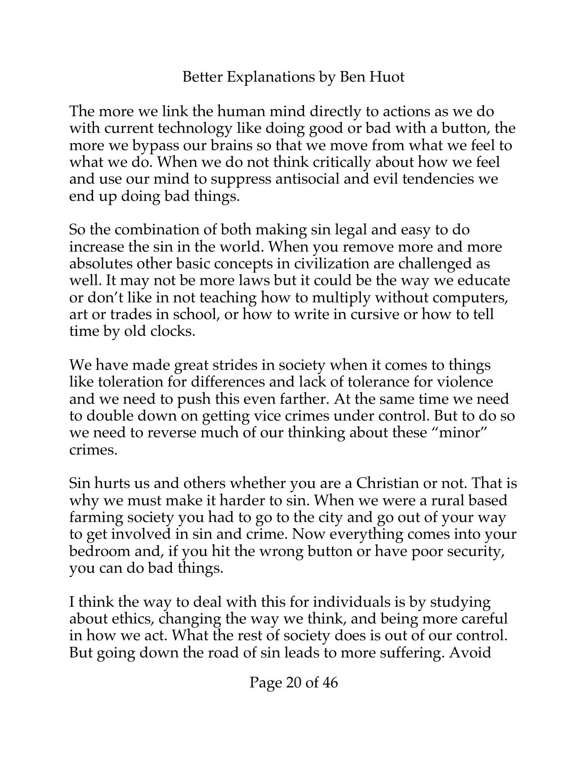The more we link the human mind directly to actions as we do with current technology like doing good or bad with a button, the more we bypass our brains so that we move from what we feel to what we do. When we do not think critically about how we feel and use our mind to suppress antisocial and evil tendencies we end up doing bad things.

So the combination of both making sin legal and easy to do increase the sin in the world. When you remove more and more absolutes other basic concepts in civilization are challenged as well. It may not be more laws but it could be the way we educate or don't like in not teaching how to multiply without computers, art or trades in school, or how to write in cursive or how to tell time by old clocks.

We have made great strides in society when it comes to things like toleration for differences and lack of tolerance for violence and we need to push this even farther. At the same time we need to double down on getting vice crimes under control. But to do so we need to reverse much of our thinking about these "minor" crimes.

Sin hurts us and others whether you are a Christian or not. That is why we must make it harder to sin. When we were a rural based farming society you had to go to the city and go out of your way to get involved in sin and crime. Now everything comes into your bedroom and, if you hit the wrong button or have poor security, you can do bad things.

I think the way to deal with this for individuals is by studying about ethics, changing the way we think, and being more careful in how we act. What the rest of society does is out of our control. But going down the road of sin leads to more suffering. Avoid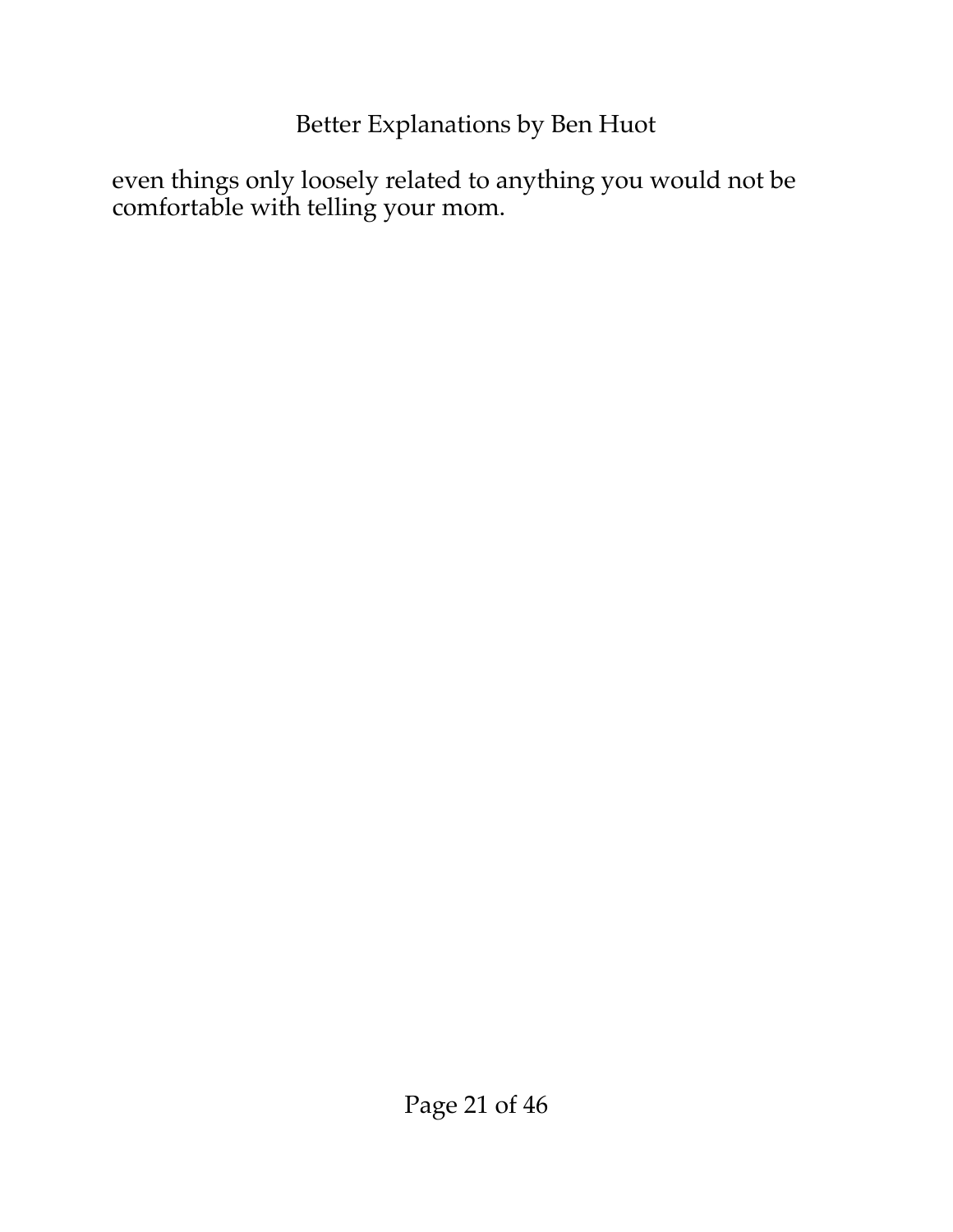even things only loosely related to anything you would not be comfortable with telling your mom.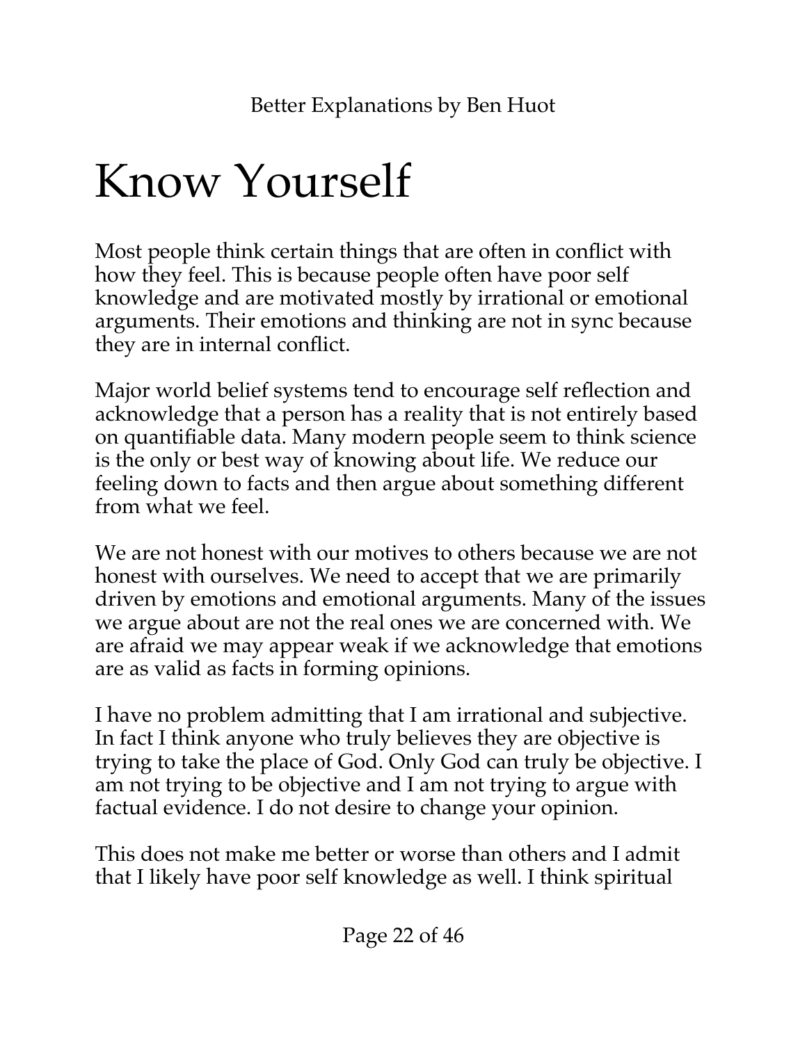# Know Yourself

Most people think certain things that are often in conflict with how they feel. This is because people often have poor self knowledge and are motivated mostly by irrational or emotional arguments. Their emotions and thinking are not in sync because they are in internal conflict.

Major world belief systems tend to encourage self reflection and acknowledge that a person has a reality that is not entirely based on quantifiable data. Many modern people seem to think science is the only or best way of knowing about life. We reduce our feeling down to facts and then argue about something different from what we feel.

We are not honest with our motives to others because we are not honest with ourselves. We need to accept that we are primarily driven by emotions and emotional arguments. Many of the issues we argue about are not the real ones we are concerned with. We are afraid we may appear weak if we acknowledge that emotions are as valid as facts in forming opinions.

I have no problem admitting that I am irrational and subjective. In fact I think anyone who truly believes they are objective is trying to take the place of God. Only God can truly be objective. I am not trying to be objective and I am not trying to argue with factual evidence. I do not desire to change your opinion.

This does not make me better or worse than others and I admit that I likely have poor self knowledge as well. I think spiritual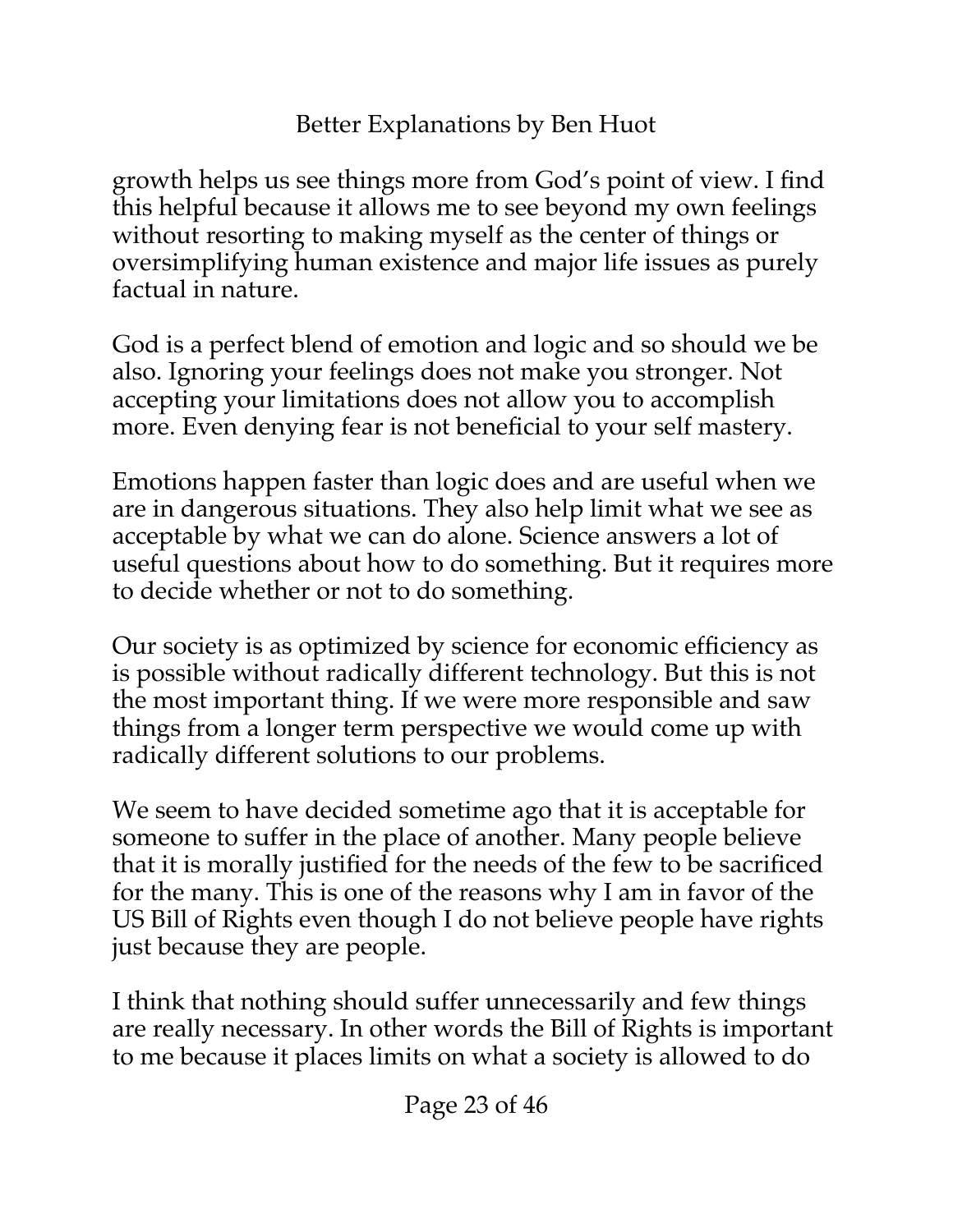growth helps us see things more from God's point of view. I find this helpful because it allows me to see beyond my own feelings without resorting to making myself as the center of things or oversimplifying human existence and major life issues as purely factual in nature.

God is a perfect blend of emotion and logic and so should we be also. Ignoring your feelings does not make you stronger. Not accepting your limitations does not allow you to accomplish more. Even denying fear is not beneficial to your self mastery.

Emotions happen faster than logic does and are useful when we are in dangerous situations. They also help limit what we see as acceptable by what we can do alone. Science answers a lot of useful questions about how to do something. But it requires more to decide whether or not to do something.

Our society is as optimized by science for economic efficiency as is possible without radically different technology. But this is not the most important thing. If we were more responsible and saw things from a longer term perspective we would come up with radically different solutions to our problems.

We seem to have decided sometime ago that it is acceptable for someone to suffer in the place of another. Many people believe that it is morally justified for the needs of the few to be sacrificed for the many. This is one of the reasons why I am in favor of the US Bill of Rights even though I do not believe people have rights just because they are people.

I think that nothing should suffer unnecessarily and few things are really necessary. In other words the Bill of Rights is important to me because it places limits on what a society is allowed to do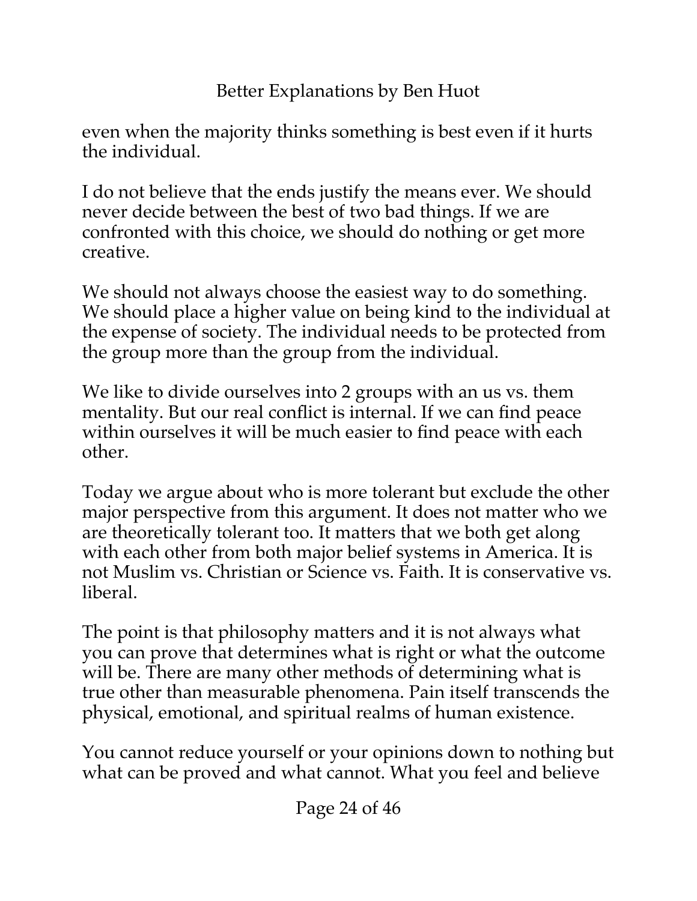even when the majority thinks something is best even if it hurts the individual.

I do not believe that the ends justify the means ever. We should never decide between the best of two bad things. If we are confronted with this choice, we should do nothing or get more creative.

We should not always choose the easiest way to do something. We should place a higher value on being kind to the individual at the expense of society. The individual needs to be protected from the group more than the group from the individual.

We like to divide ourselves into 2 groups with an us vs. them mentality. But our real conflict is internal. If we can find peace within ourselves it will be much easier to find peace with each other.

Today we argue about who is more tolerant but exclude the other major perspective from this argument. It does not matter who we are theoretically tolerant too. It matters that we both get along with each other from both major belief systems in America. It is not Muslim vs. Christian or Science vs. Faith. It is conservative vs. liberal.

The point is that philosophy matters and it is not always what you can prove that determines what is right or what the outcome will be. There are many other methods of determining what is true other than measurable phenomena. Pain itself transcends the physical, emotional, and spiritual realms of human existence.

You cannot reduce yourself or your opinions down to nothing but what can be proved and what cannot. What you feel and believe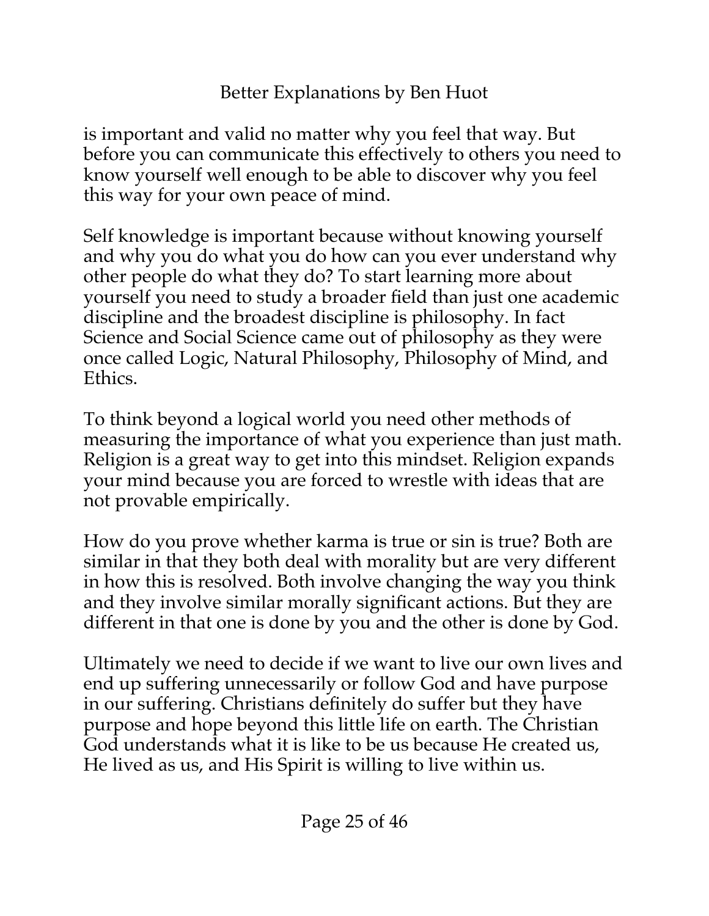is important and valid no matter why you feel that way. But before you can communicate this effectively to others you need to know yourself well enough to be able to discover why you feel this way for your own peace of mind.

Self knowledge is important because without knowing yourself and why you do what you do how can you ever understand why other people do what they do? To start learning more about yourself you need to study a broader field than just one academic discipline and the broadest discipline is philosophy. In fact Science and Social Science came out of philosophy as they were once called Logic, Natural Philosophy, Philosophy of Mind, and Ethics.

To think beyond a logical world you need other methods of measuring the importance of what you experience than just math. Religion is a great way to get into this mindset. Religion expands your mind because you are forced to wrestle with ideas that are not provable empirically.

How do you prove whether karma is true or sin is true? Both are similar in that they both deal with morality but are very different in how this is resolved. Both involve changing the way you think and they involve similar morally significant actions. But they are different in that one is done by you and the other is done by God.

Ultimately we need to decide if we want to live our own lives and end up suffering unnecessarily or follow God and have purpose in our suffering. Christians definitely do suffer but they have purpose and hope beyond this little life on earth. The Christian God understands what it is like to be us because He created us, He lived as us, and His Spirit is willing to live within us.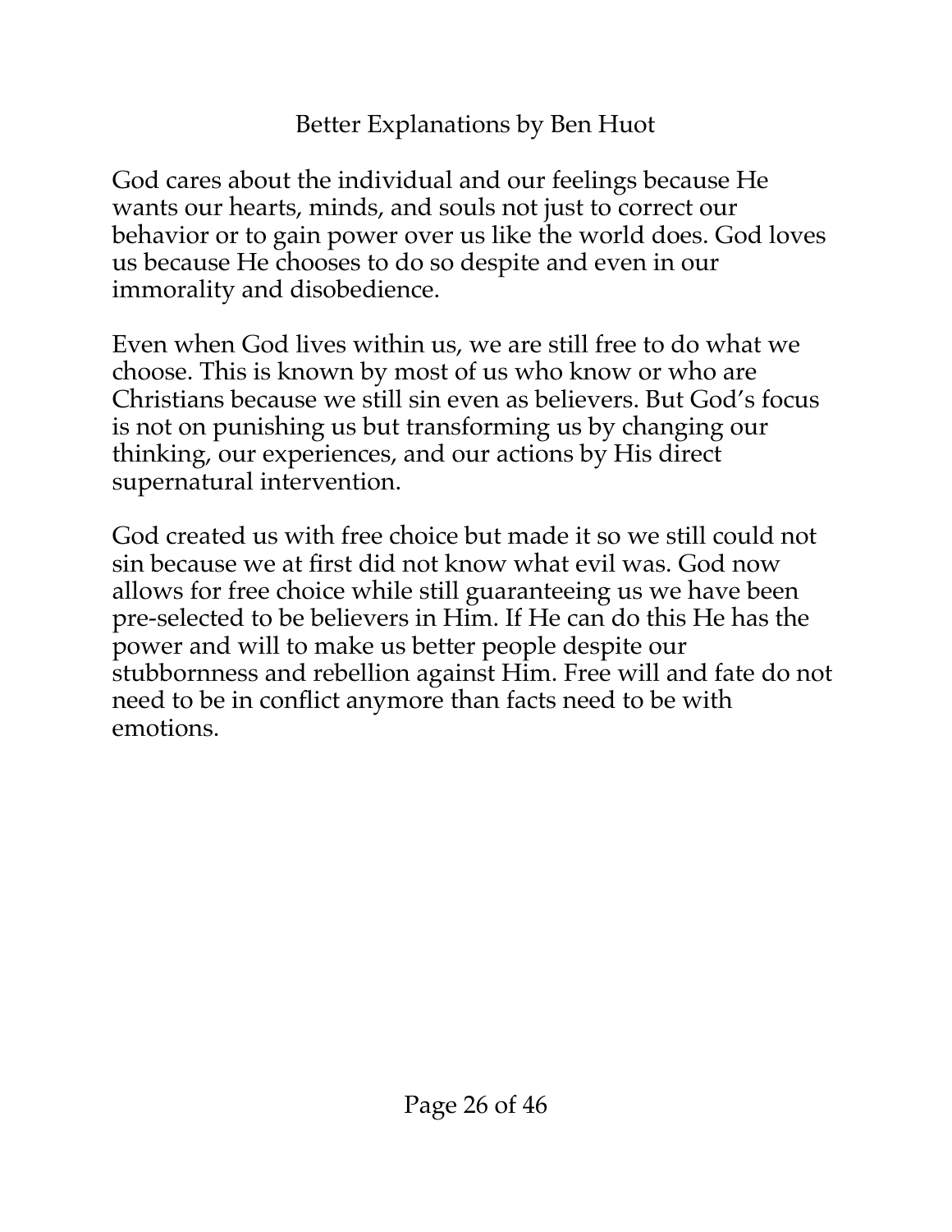God cares about the individual and our feelings because He wants our hearts, minds, and souls not just to correct our behavior or to gain power over us like the world does. God loves us because He chooses to do so despite and even in our immorality and disobedience.

Even when God lives within us, we are still free to do what we choose. This is known by most of us who know or who are Christians because we still sin even as believers. But God's focus is not on punishing us but transforming us by changing our thinking, our experiences, and our actions by His direct supernatural intervention.

God created us with free choice but made it so we still could not sin because we at first did not know what evil was. God now allows for free choice while still guaranteeing us we have been pre-selected to be believers in Him. If He can do this He has the power and will to make us better people despite our stubbornness and rebellion against Him. Free will and fate do not need to be in conflict anymore than facts need to be with emotions.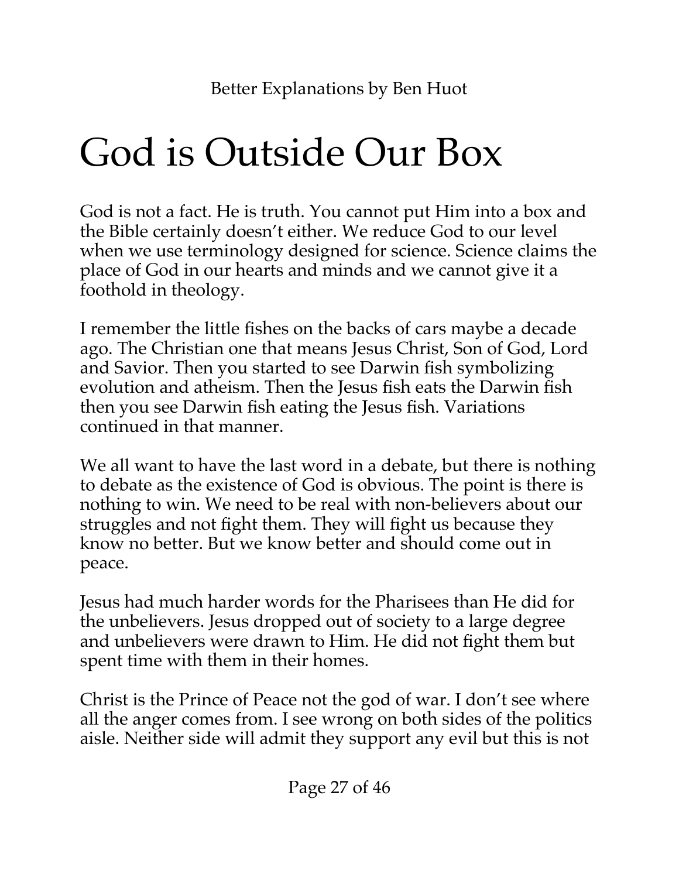# God is Outside Our Box

God is not a fact. He is truth. You cannot put Him into a box and the Bible certainly doesn't either. We reduce God to our level when we use terminology designed for science. Science claims the place of God in our hearts and minds and we cannot give it a foothold in theology.

I remember the little fishes on the backs of cars maybe a decade ago. The Christian one that means Jesus Christ, Son of God, Lord and Savior. Then you started to see Darwin fish symbolizing evolution and atheism. Then the Jesus fish eats the Darwin fish then you see Darwin fish eating the Jesus fish. Variations continued in that manner.

We all want to have the last word in a debate, but there is nothing to debate as the existence of God is obvious. The point is there is nothing to win. We need to be real with non-believers about our struggles and not fight them. They will fight us because they know no better. But we know better and should come out in peace.

Jesus had much harder words for the Pharisees than He did for the unbelievers. Jesus dropped out of society to a large degree and unbelievers were drawn to Him. He did not fight them but spent time with them in their homes.

Christ is the Prince of Peace not the god of war. I don't see where all the anger comes from. I see wrong on both sides of the politics aisle. Neither side will admit they support any evil but this is not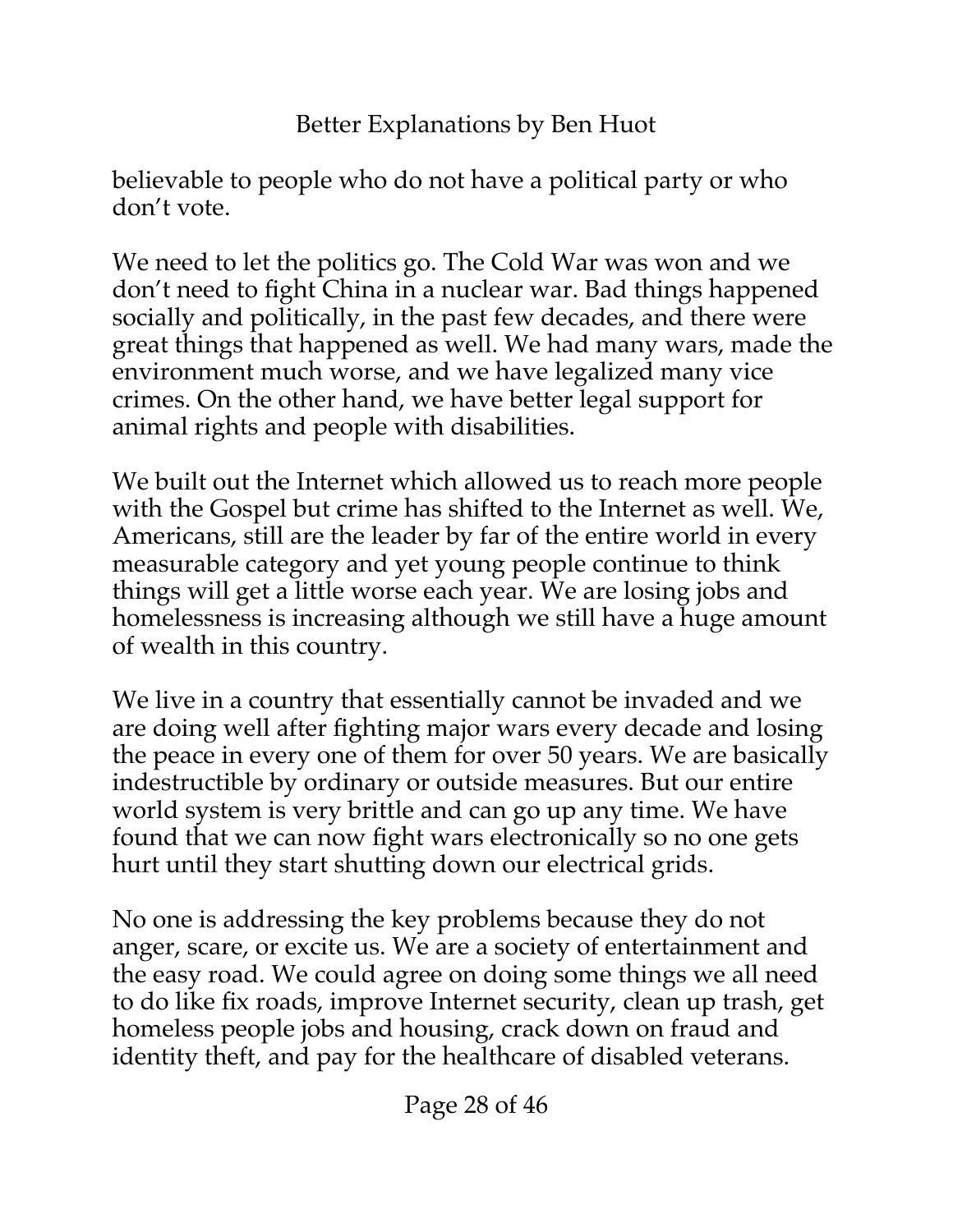believable to people who do not have a political party or who don't vote.

We need to let the politics go. The Cold War was won and we don't need to fight China in a nuclear war. Bad things happened socially and politically, in the past few decades, and there were great things that happened as well. We had many wars, made the environment much worse, and we have legalized many vice crimes. On the other hand, we have better legal support for animal rights and people with disabilities.

We built out the Internet which allowed us to reach more people with the Gospel but crime has shifted to the Internet as well. We, Americans, still are the leader by far of the entire world in every measurable category and yet young people continue to think things will get a little worse each year. We are losing jobs and homelessness is increasing although we still have a huge amount of wealth in this country.

We live in a country that essentially cannot be invaded and we are doing well after fighting major wars every decade and losing the peace in every one of them for over 50 years. We are basically indestructible by ordinary or outside measures. But our entire world system is very brittle and can go up any time. We have found that we can now fight wars electronically so no one gets hurt until they start shutting down our electrical grids.

No one is addressing the key problems because they do not anger, scare, or excite us. We are a society of entertainment and the easy road. We could agree on doing some things we all need to do like fix roads, improve Internet security, clean up trash, get homeless people jobs and housing, crack down on fraud and identity theft, and pay for the healthcare of disabled veterans.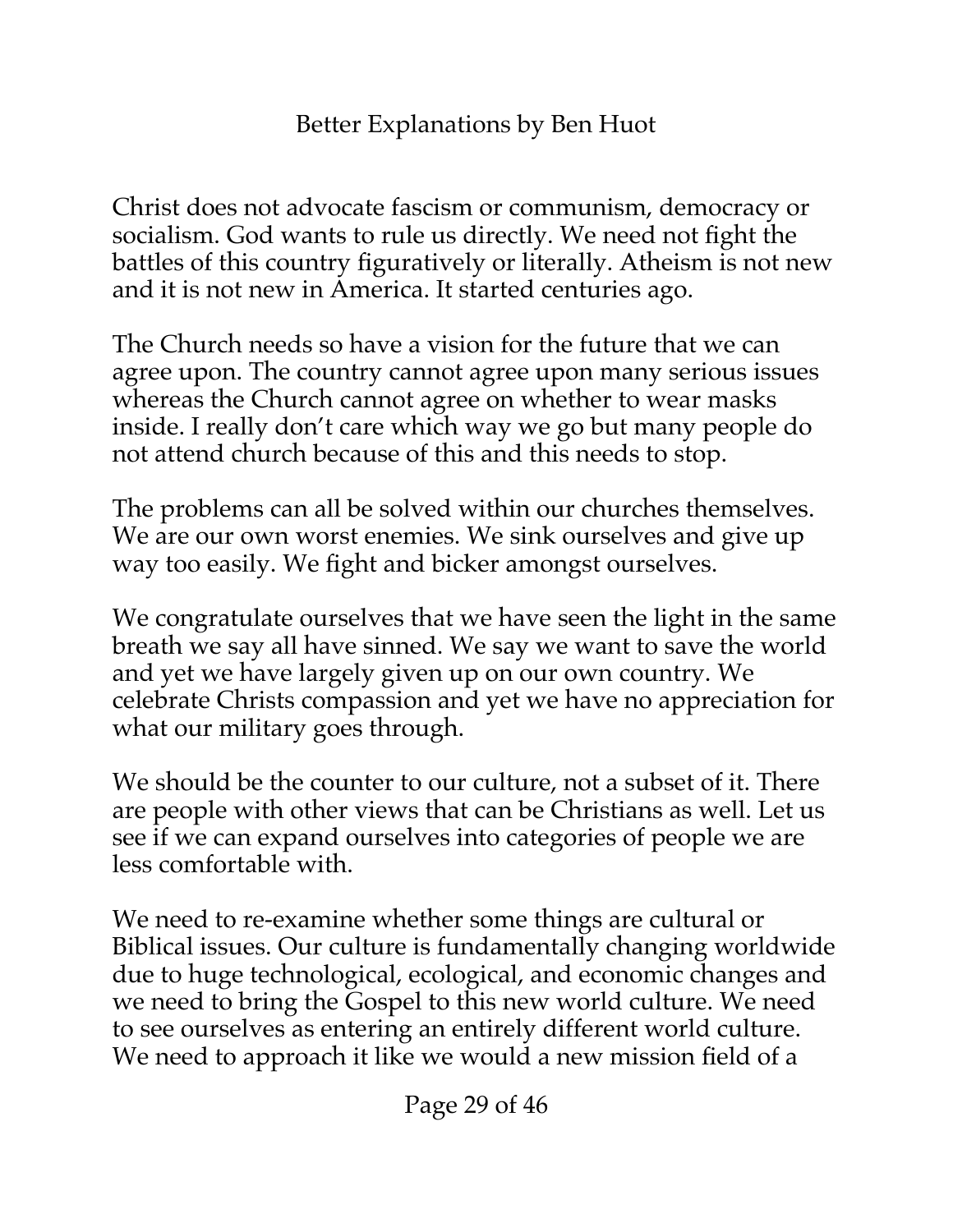Christ does not advocate fascism or communism, democracy or socialism. God wants to rule us directly. We need not fight the battles of this country figuratively or literally. Atheism is not new and it is not new in America. It started centuries ago.

The Church needs so have a vision for the future that we can agree upon. The country cannot agree upon many serious issues whereas the Church cannot agree on whether to wear masks inside. I really don't care which way we go but many people do not attend church because of this and this needs to stop.

The problems can all be solved within our churches themselves. We are our own worst enemies. We sink ourselves and give up way too easily. We fight and bicker amongst ourselves.

We congratulate ourselves that we have seen the light in the same breath we say all have sinned. We say we want to save the world and yet we have largely given up on our own country. We celebrate Christs compassion and yet we have no appreciation for what our military goes through.

We should be the counter to our culture, not a subset of it. There are people with other views that can be Christians as well. Let us see if we can expand ourselves into categories of people we are less comfortable with.

We need to re-examine whether some things are cultural or Biblical issues. Our culture is fundamentally changing worldwide due to huge technological, ecological, and economic changes and we need to bring the Gospel to this new world culture. We need to see ourselves as entering an entirely different world culture. We need to approach it like we would a new mission field of a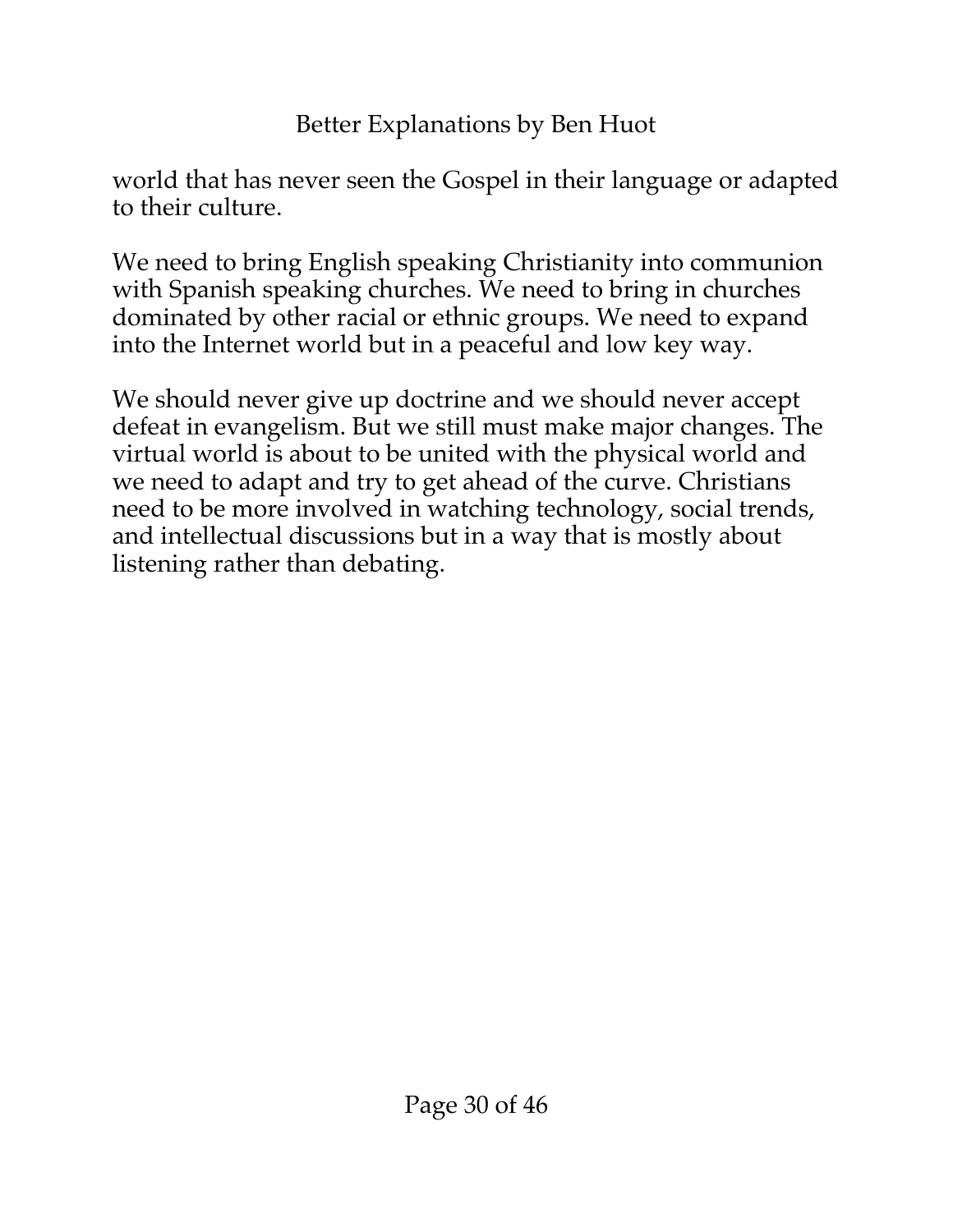world that has never seen the Gospel in their language or adapted to their culture.

We need to bring English speaking Christianity into communion with Spanish speaking churches. We need to bring in churches dominated by other racial or ethnic groups. We need to expand into the Internet world but in a peaceful and low key way.

We should never give up doctrine and we should never accept defeat in evangelism. But we still must make major changes. The virtual world is about to be united with the physical world and we need to adapt and try to get ahead of the curve. Christians need to be more involved in watching technology, social trends, and intellectual discussions but in a way that is mostly about listening rather than debating.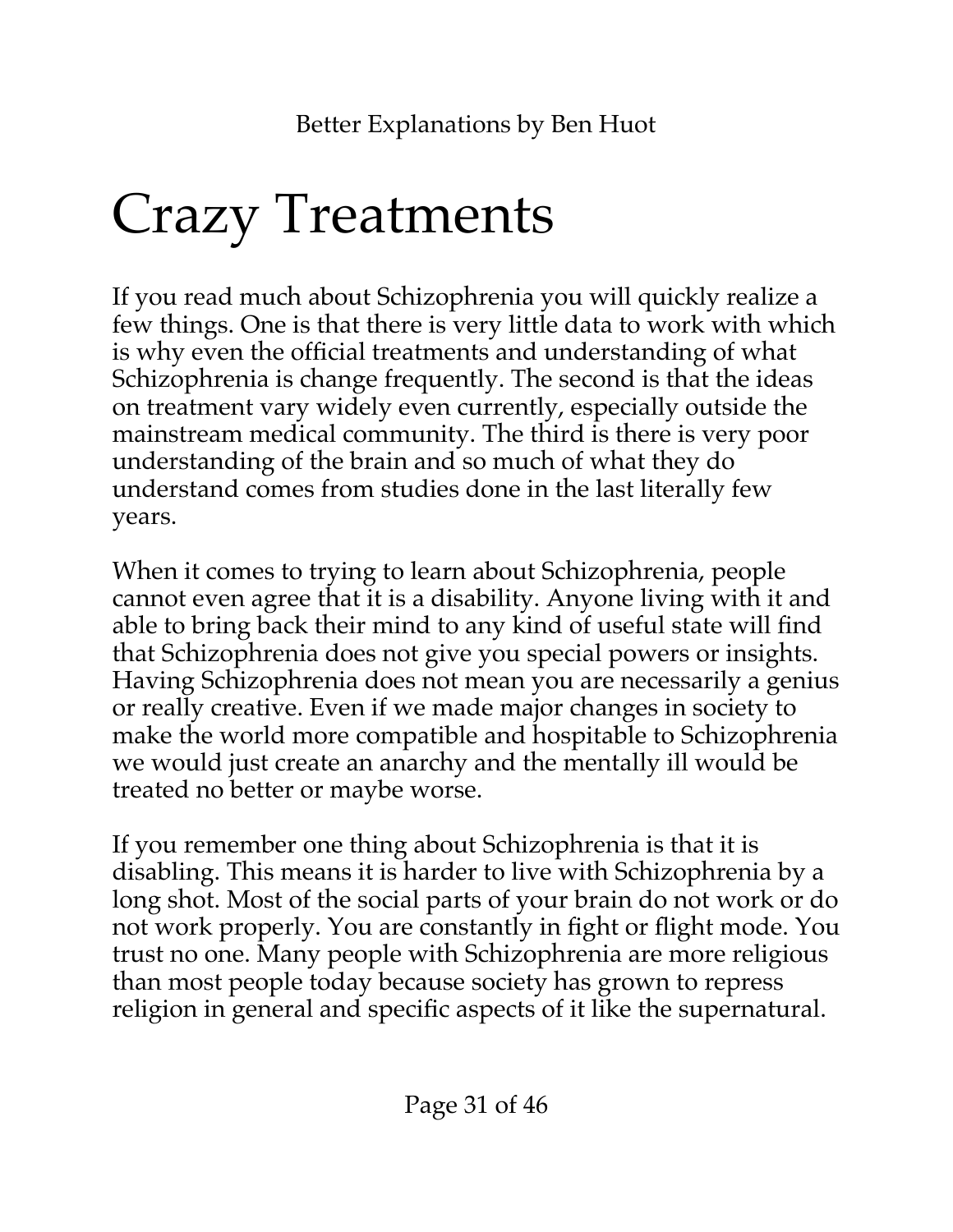# Crazy Treatments

If you read much about Schizophrenia you will quickly realize a few things. One is that there is very little data to work with which is why even the official treatments and understanding of what Schizophrenia is change frequently. The second is that the ideas on treatment vary widely even currently, especially outside the mainstream medical community. The third is there is very poor understanding of the brain and so much of what they do understand comes from studies done in the last literally few years.

When it comes to trying to learn about Schizophrenia, people cannot even agree that it is a disability. Anyone living with it and able to bring back their mind to any kind of useful state will find that Schizophrenia does not give you special powers or insights. Having Schizophrenia does not mean you are necessarily a genius or really creative. Even if we made major changes in society to make the world more compatible and hospitable to Schizophrenia we would just create an anarchy and the mentally ill would be treated no better or maybe worse.

If you remember one thing about Schizophrenia is that it is disabling. This means it is harder to live with Schizophrenia by a long shot. Most of the social parts of your brain do not work or do not work properly. You are constantly in fight or flight mode. You trust no one. Many people with Schizophrenia are more religious than most people today because society has grown to repress religion in general and specific aspects of it like the supernatural.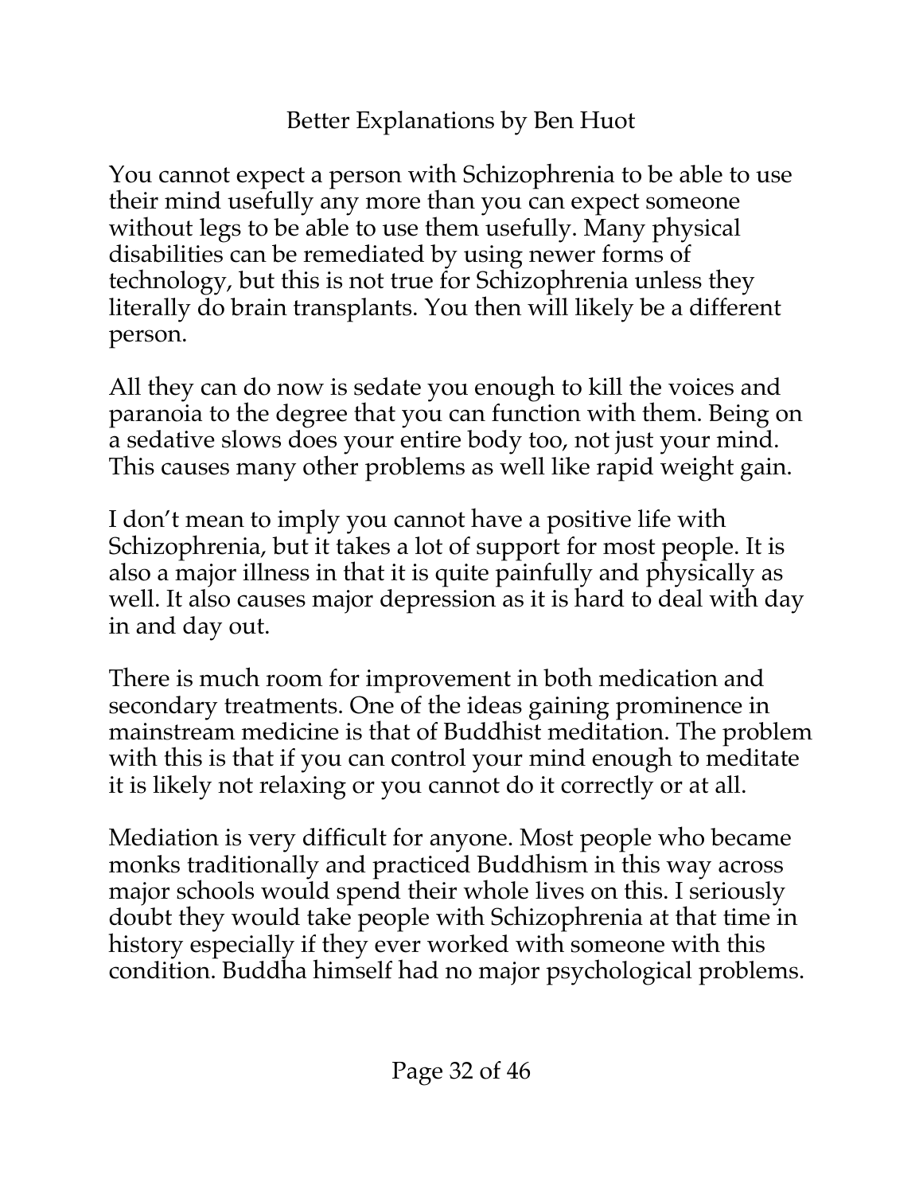You cannot expect a person with Schizophrenia to be able to use their mind usefully any more than you can expect someone without legs to be able to use them usefully. Many physical disabilities can be remediated by using newer forms of technology, but this is not true for Schizophrenia unless they literally do brain transplants. You then will likely be a different person.

All they can do now is sedate you enough to kill the voices and paranoia to the degree that you can function with them. Being on a sedative slows does your entire body too, not just your mind. This causes many other problems as well like rapid weight gain.

I don't mean to imply you cannot have a positive life with Schizophrenia, but it takes a lot of support for most people. It is also a major illness in that it is quite painfully and physically as well. It also causes major depression as it is hard to deal with day in and day out.

There is much room for improvement in both medication and secondary treatments. One of the ideas gaining prominence in mainstream medicine is that of Buddhist meditation. The problem with this is that if you can control your mind enough to meditate it is likely not relaxing or you cannot do it correctly or at all.

Mediation is very difficult for anyone. Most people who became monks traditionally and practiced Buddhism in this way across major schools would spend their whole lives on this. I seriously doubt they would take people with Schizophrenia at that time in history especially if they ever worked with someone with this condition. Buddha himself had no major psychological problems.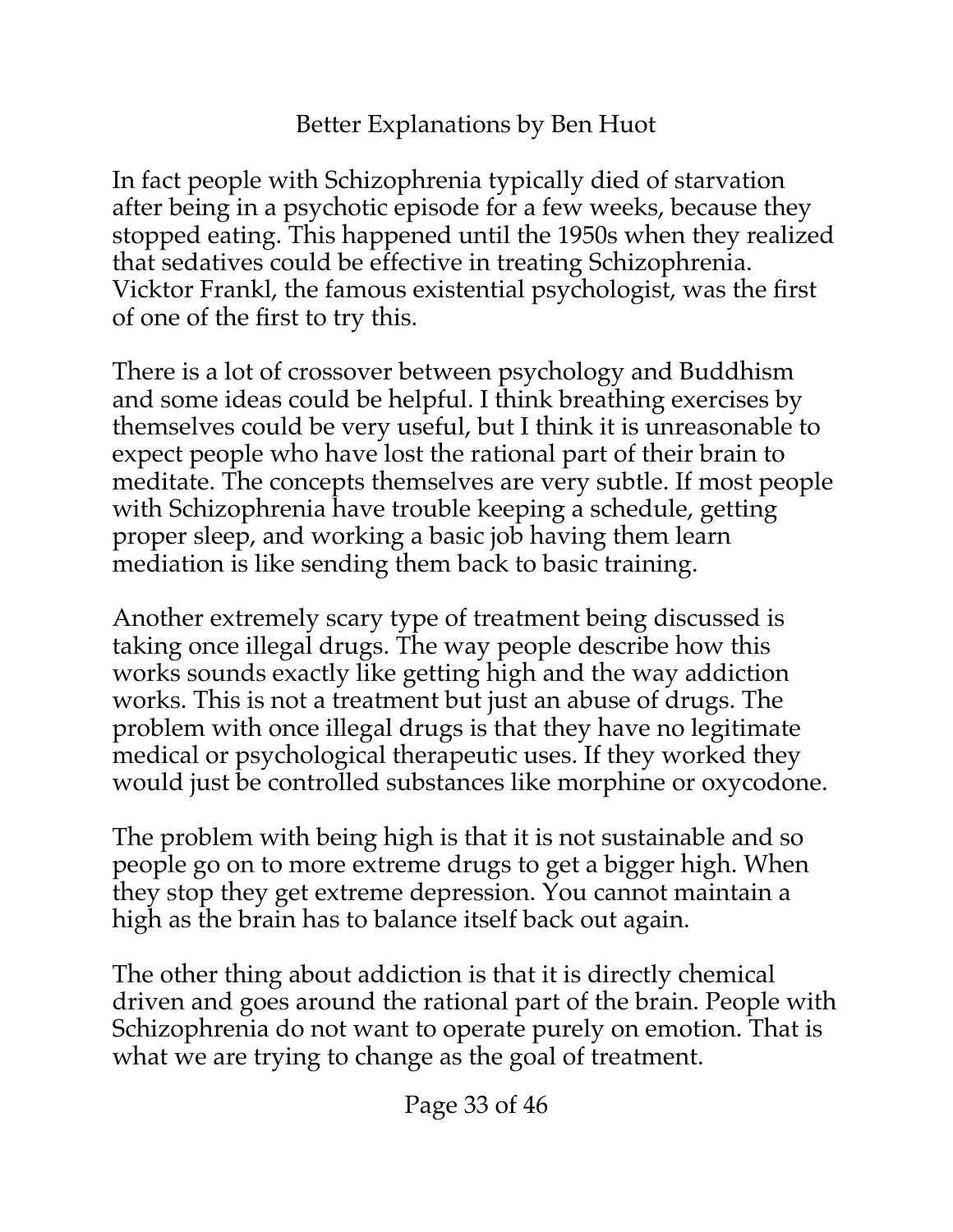In fact people with Schizophrenia typically died of starvation after being in a psychotic episode for a few weeks, because they stopped eating. This happened until the 1950s when they realized that sedatives could be effective in treating Schizophrenia. Vicktor Frankl, the famous existential psychologist, was the first of one of the first to try this.

There is a lot of crossover between psychology and Buddhism and some ideas could be helpful. I think breathing exercises by themselves could be very useful, but I think it is unreasonable to expect people who have lost the rational part of their brain to meditate. The concepts themselves are very subtle. If most people with Schizophrenia have trouble keeping a schedule, getting proper sleep, and working a basic job having them learn mediation is like sending them back to basic training.

Another extremely scary type of treatment being discussed is taking once illegal drugs. The way people describe how this works sounds exactly like getting high and the way addiction works. This is not a treatment but just an abuse of drugs. The problem with once illegal drugs is that they have no legitimate medical or psychological therapeutic uses. If they worked they would just be controlled substances like morphine or oxycodone.

The problem with being high is that it is not sustainable and so people go on to more extreme drugs to get a bigger high. When they stop they get extreme depression. You cannot maintain a high as the brain has to balance itself back out again.

The other thing about addiction is that it is directly chemical driven and goes around the rational part of the brain. People with Schizophrenia do not want to operate purely on emotion. That is what we are trying to change as the goal of treatment.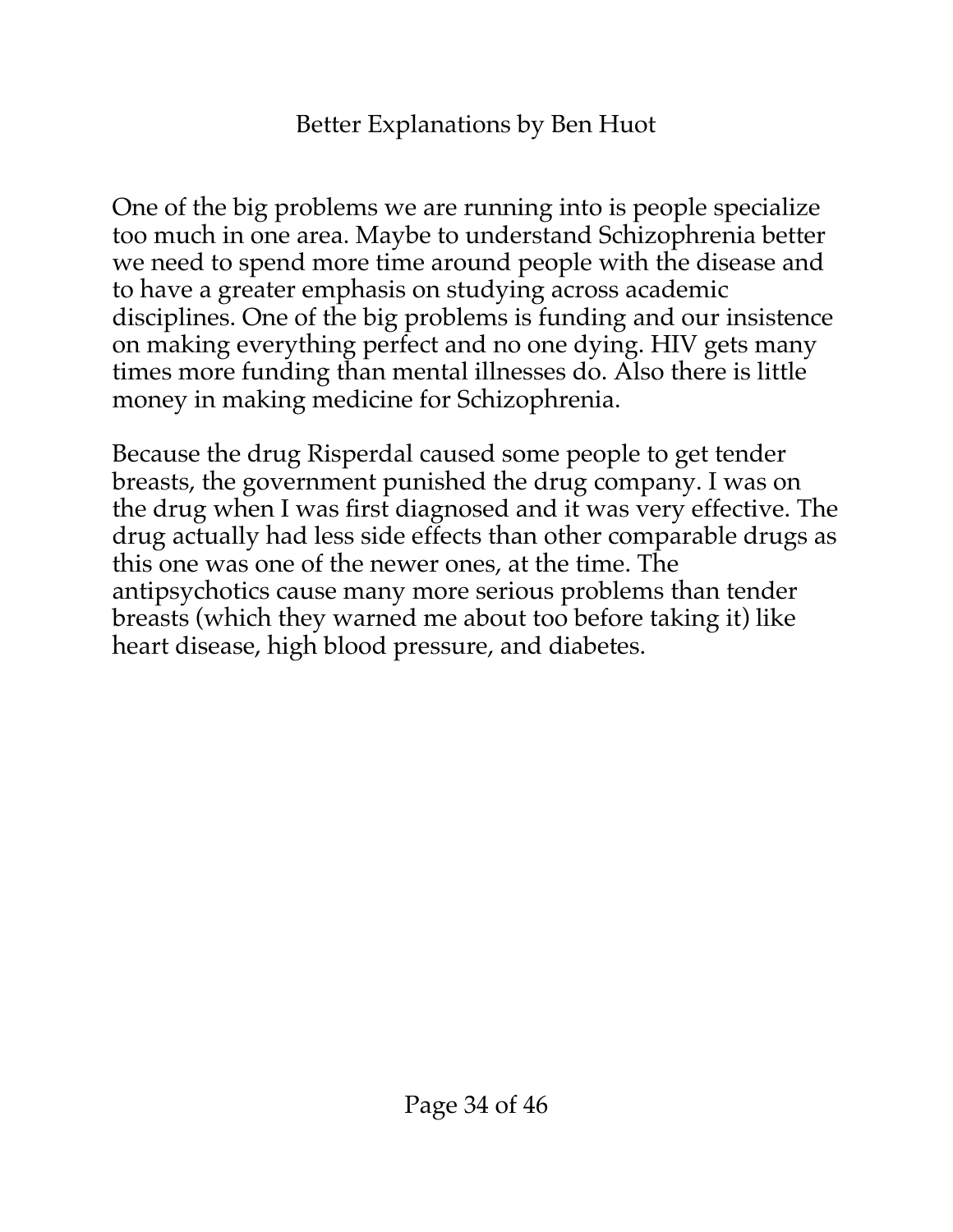One of the big problems we are running into is people specialize too much in one area. Maybe to understand Schizophrenia better we need to spend more time around people with the disease and to have a greater emphasis on studying across academic disciplines. One of the big problems is funding and our insistence on making everything perfect and no one dying. HIV gets many times more funding than mental illnesses do. Also there is little money in making medicine for Schizophrenia.

Because the drug Risperdal caused some people to get tender breasts, the government punished the drug company. I was on the drug when I was first diagnosed and it was very effective. The drug actually had less side effects than other comparable drugs as this one was one of the newer ones, at the time. The antipsychotics cause many more serious problems than tender breasts (which they warned me about too before taking it) like heart disease, high blood pressure, and diabetes.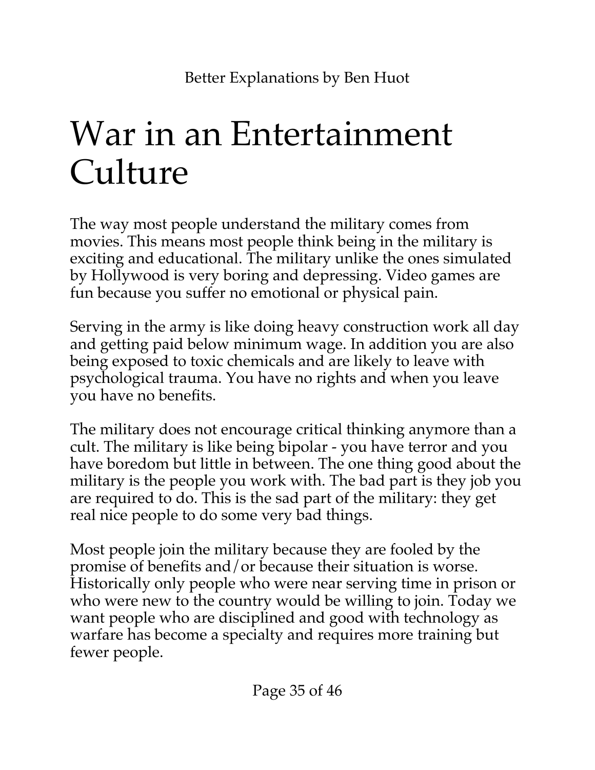# War in an Entertainment Culture

The way most people understand the military comes from movies. This means most people think being in the military is exciting and educational. The military unlike the ones simulated by Hollywood is very boring and depressing. Video games are fun because you suffer no emotional or physical pain.

Serving in the army is like doing heavy construction work all day and getting paid below minimum wage. In addition you are also being exposed to toxic chemicals and are likely to leave with psychological trauma. You have no rights and when you leave you have no benefits.

The military does not encourage critical thinking anymore than a cult. The military is like being bipolar - you have terror and you have boredom but little in between. The one thing good about the military is the people you work with. The bad part is they job you are required to do. This is the sad part of the military: they get real nice people to do some very bad things.

Most people join the military because they are fooled by the promise of benefits and/or because their situation is worse. Historically only people who were near serving time in prison or who were new to the country would be willing to join. Today we want people who are disciplined and good with technology as warfare has become a specialty and requires more training but fewer people.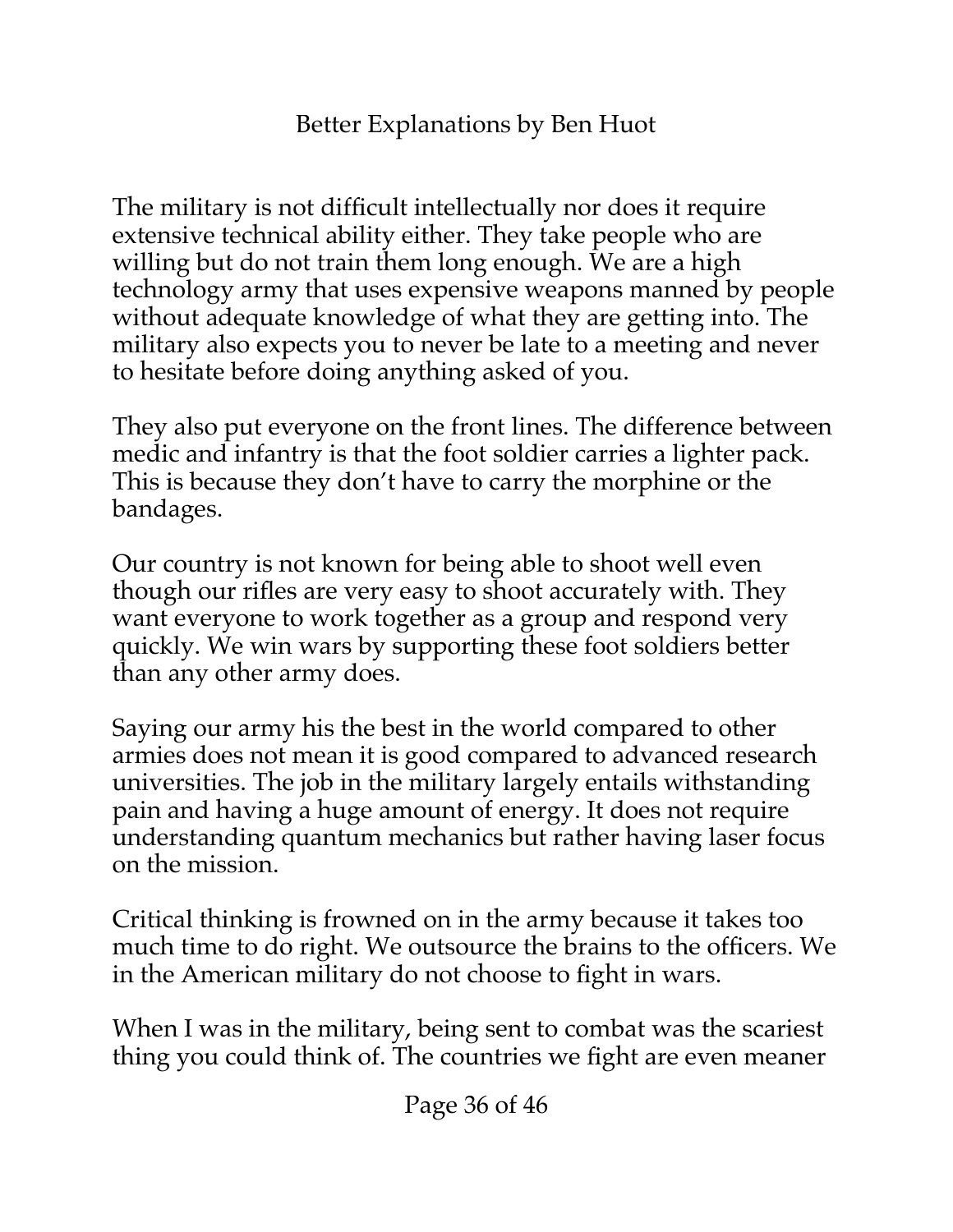The military is not difficult intellectually nor does it require extensive technical ability either. They take people who are willing but do not train them long enough. We are a high technology army that uses expensive weapons manned by people without adequate knowledge of what they are getting into. The military also expects you to never be late to a meeting and never to hesitate before doing anything asked of you.

They also put everyone on the front lines. The difference between medic and infantry is that the foot soldier carries a lighter pack. This is because they don't have to carry the morphine or the bandages.

Our country is not known for being able to shoot well even though our rifles are very easy to shoot accurately with. They want everyone to work together as a group and respond very quickly. We win wars by supporting these foot soldiers better than any other army does.

Saying our army his the best in the world compared to other armies does not mean it is good compared to advanced research universities. The job in the military largely entails withstanding pain and having a huge amount of energy. It does not require understanding quantum mechanics but rather having laser focus on the mission.

Critical thinking is frowned on in the army because it takes too much time to do right. We outsource the brains to the officers. We in the American military do not choose to fight in wars.

When I was in the military, being sent to combat was the scariest thing you could think of. The countries we fight are even meaner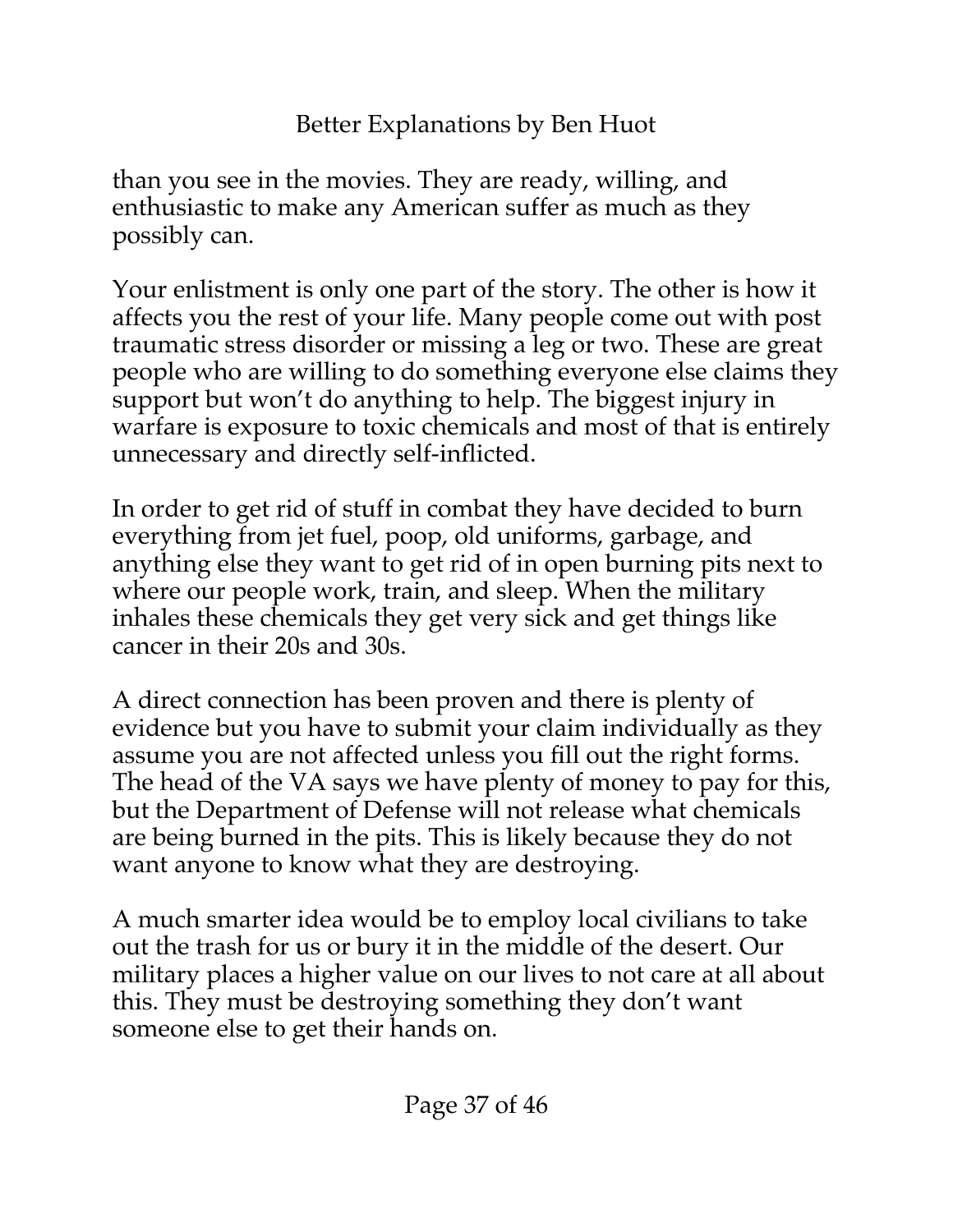than you see in the movies. They are ready, willing, and enthusiastic to make any American suffer as much as they possibly can.

Your enlistment is only one part of the story. The other is how it affects you the rest of your life. Many people come out with post traumatic stress disorder or missing a leg or two. These are great people who are willing to do something everyone else claims they support but won't do anything to help. The biggest injury in warfare is exposure to toxic chemicals and most of that is entirely unnecessary and directly self-inflicted.

In order to get rid of stuff in combat they have decided to burn everything from jet fuel, poop, old uniforms, garbage, and anything else they want to get rid of in open burning pits next to where our people work, train, and sleep. When the military inhales these chemicals they get very sick and get things like cancer in their 20s and 30s.

A direct connection has been proven and there is plenty of evidence but you have to submit your claim individually as they assume you are not affected unless you fill out the right forms. The head of the VA says we have plenty of money to pay for this, but the Department of Defense will not release what chemicals are being burned in the pits. This is likely because they do not want anyone to know what they are destroying.

A much smarter idea would be to employ local civilians to take out the trash for us or bury it in the middle of the desert. Our military places a higher value on our lives to not care at all about this. They must be destroying something they don't want someone else to get their hands on.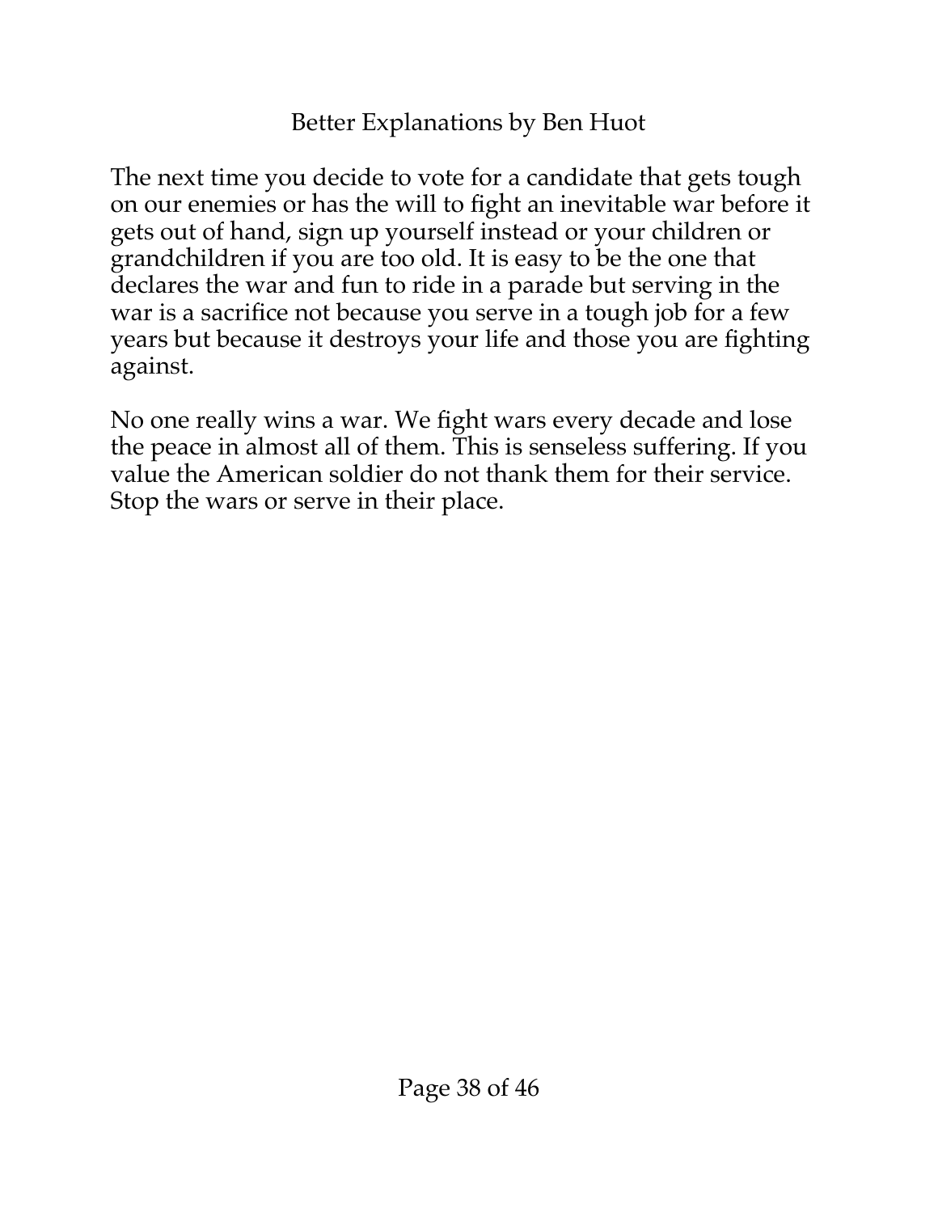The next time you decide to vote for a candidate that gets tough on our enemies or has the will to fight an inevitable war before it gets out of hand, sign up yourself instead or your children or grandchildren if you are too old. It is easy to be the one that declares the war and fun to ride in a parade but serving in the war is a sacrifice not because you serve in a tough job for a few years but because it destroys your life and those you are fighting against.

No one really wins a war. We fight wars every decade and lose the peace in almost all of them. This is senseless suffering. If you value the American soldier do not thank them for their service. Stop the wars or serve in their place.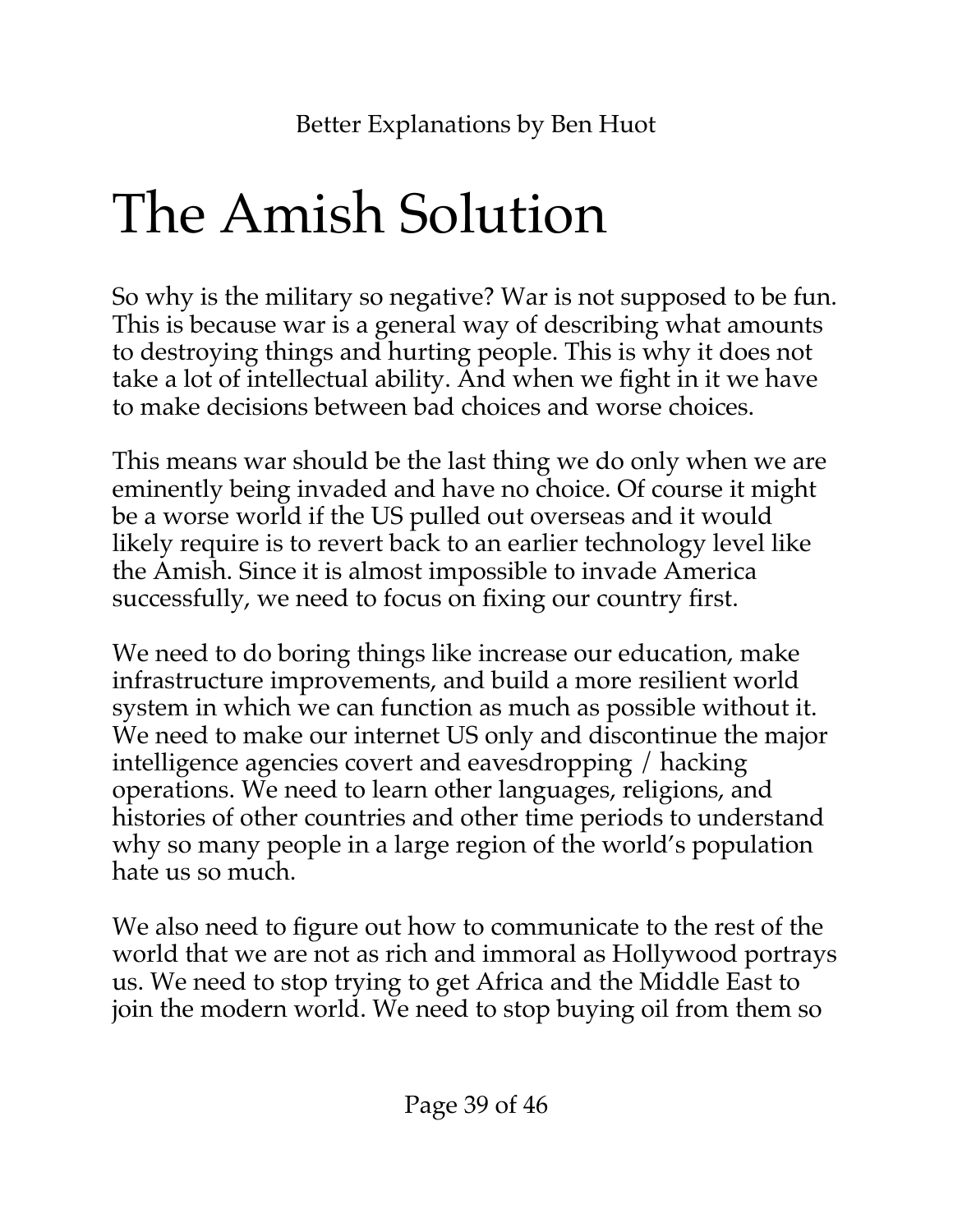# The Amish Solution

So why is the military so negative? War is not supposed to be fun. This is because war is a general way of describing what amounts to destroying things and hurting people. This is why it does not take a lot of intellectual ability. And when we fight in it we have to make decisions between bad choices and worse choices.

This means war should be the last thing we do only when we are eminently being invaded and have no choice. Of course it might be a worse world if the US pulled out overseas and it would likely require is to revert back to an earlier technology level like the Amish. Since it is almost impossible to invade America successfully, we need to focus on fixing our country first.

We need to do boring things like increase our education, make infrastructure improvements, and build a more resilient world system in which we can function as much as possible without it. We need to make our internet US only and discontinue the major intelligence agencies covert and eavesdropping / hacking operations. We need to learn other languages, religions, and histories of other countries and other time periods to understand why so many people in a large region of the world's population hate us so much.

We also need to figure out how to communicate to the rest of the world that we are not as rich and immoral as Hollywood portrays us. We need to stop trying to get Africa and the Middle East to join the modern world. We need to stop buying oil from them so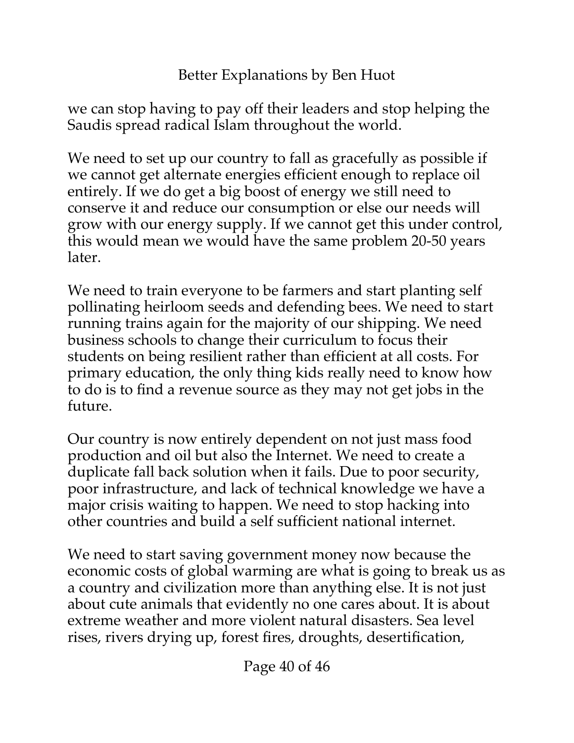we can stop having to pay off their leaders and stop helping the Saudis spread radical Islam throughout the world.

We need to set up our country to fall as gracefully as possible if we cannot get alternate energies efficient enough to replace oil entirely. If we do get a big boost of energy we still need to conserve it and reduce our consumption or else our needs will grow with our energy supply. If we cannot get this under control, this would mean we would have the same problem 20-50 years later.

We need to train everyone to be farmers and start planting self pollinating heirloom seeds and defending bees. We need to start running trains again for the majority of our shipping. We need business schools to change their curriculum to focus their students on being resilient rather than efficient at all costs. For primary education, the only thing kids really need to know how to do is to find a revenue source as they may not get jobs in the future.

Our country is now entirely dependent on not just mass food production and oil but also the Internet. We need to create a duplicate fall back solution when it fails. Due to poor security, poor infrastructure, and lack of technical knowledge we have a major crisis waiting to happen. We need to stop hacking into other countries and build a self sufficient national internet.

We need to start saving government money now because the economic costs of global warming are what is going to break us as a country and civilization more than anything else. It is not just about cute animals that evidently no one cares about. It is about extreme weather and more violent natural disasters. Sea level rises, rivers drying up, forest fires, droughts, desertification,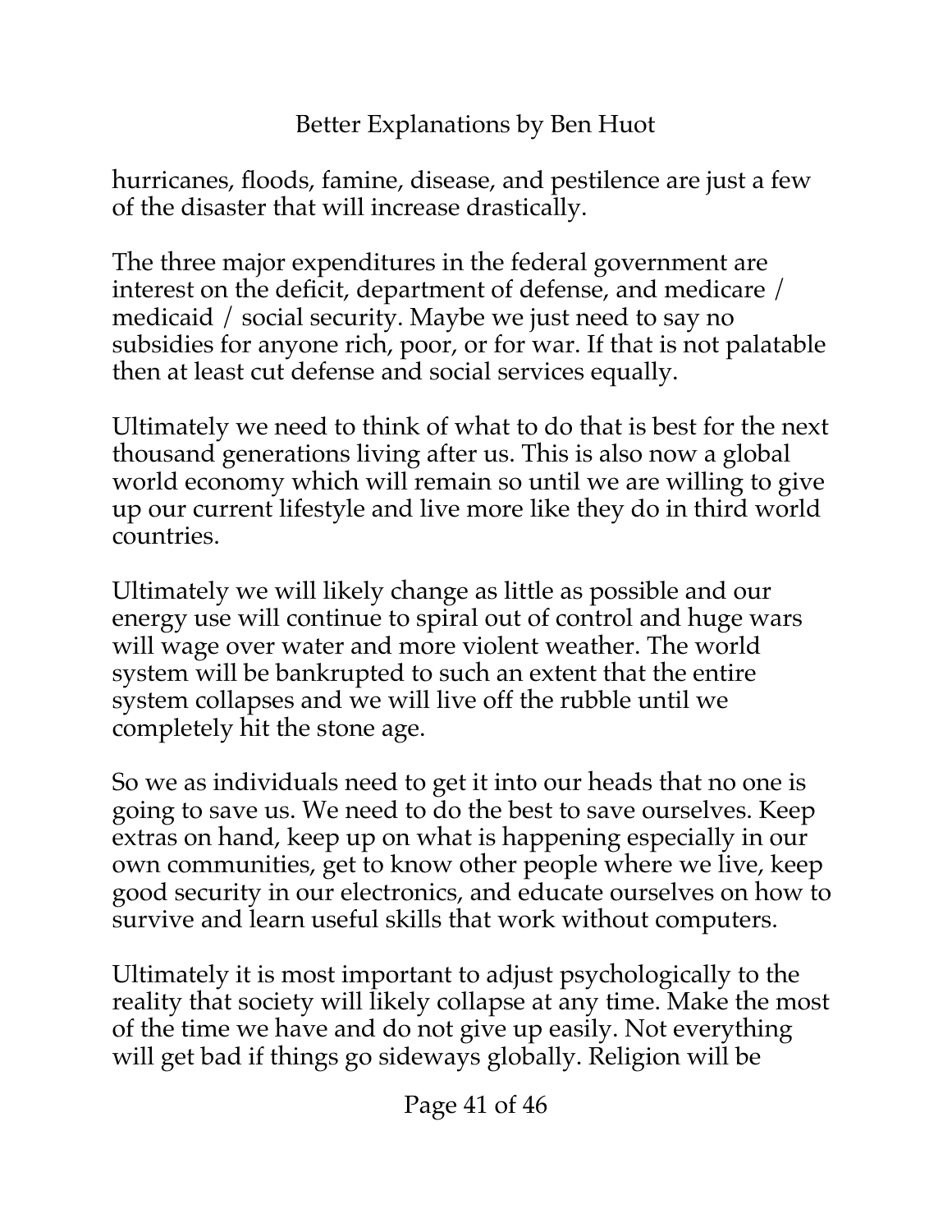hurricanes, floods, famine, disease, and pestilence are just a few of the disaster that will increase drastically.

The three major expenditures in the federal government are interest on the deficit, department of defense, and medicare / medicaid / social security. Maybe we just need to say no subsidies for anyone rich, poor, or for war. If that is not palatable then at least cut defense and social services equally.

Ultimately we need to think of what to do that is best for the next thousand generations living after us. This is also now a global world economy which will remain so until we are willing to give up our current lifestyle and live more like they do in third world countries.

Ultimately we will likely change as little as possible and our energy use will continue to spiral out of control and huge wars will wage over water and more violent weather. The world system will be bankrupted to such an extent that the entire system collapses and we will live off the rubble until we completely hit the stone age.

So we as individuals need to get it into our heads that no one is going to save us. We need to do the best to save ourselves. Keep extras on hand, keep up on what is happening especially in our own communities, get to know other people where we live, keep good security in our electronics, and educate ourselves on how to survive and learn useful skills that work without computers.

Ultimately it is most important to adjust psychologically to the reality that society will likely collapse at any time. Make the most of the time we have and do not give up easily. Not everything will get bad if things go sideways globally. Religion will be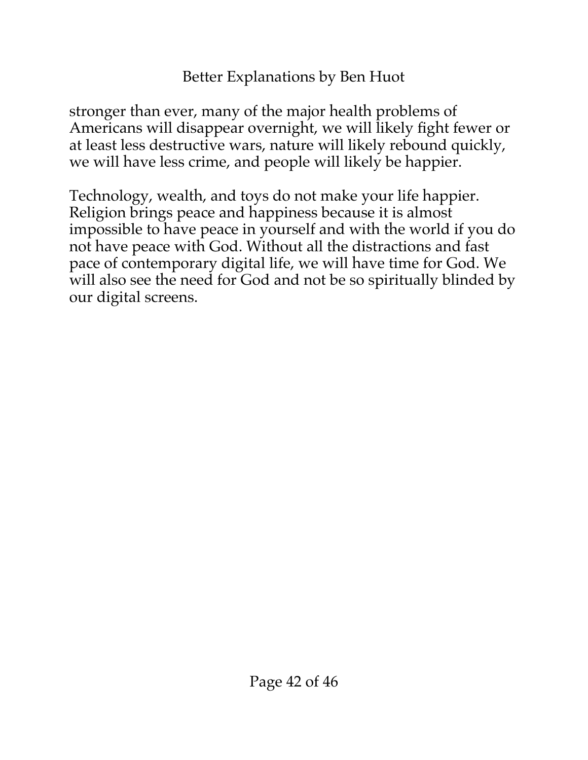stronger than ever, many of the major health problems of Americans will disappear overnight, we will likely fight fewer or at least less destructive wars, nature will likely rebound quickly, we will have less crime, and people will likely be happier.

Technology, wealth, and toys do not make your life happier. Religion brings peace and happiness because it is almost impossible to have peace in yourself and with the world if you do not have peace with God. Without all the distractions and fast pace of contemporary digital life, we will have time for God. We will also see the need for God and not be so spiritually blinded by our digital screens.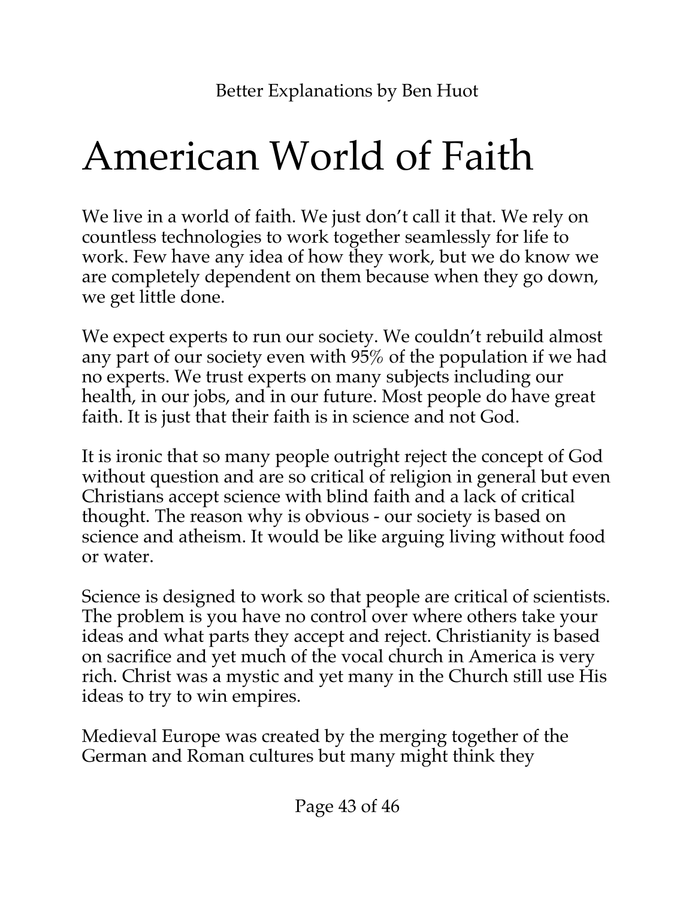# American World of Faith

We live in a world of faith. We just don't call it that. We rely on countless technologies to work together seamlessly for life to work. Few have any idea of how they work, but we do know we are completely dependent on them because when they go down, we get little done.

We expect experts to run our society. We couldn't rebuild almost any part of our society even with 95% of the population if we had no experts. We trust experts on many subjects including our health, in our jobs, and in our future. Most people do have great faith. It is just that their faith is in science and not God.

It is ironic that so many people outright reject the concept of God without question and are so critical of religion in general but even Christians accept science with blind faith and a lack of critical thought. The reason why is obvious - our society is based on science and atheism. It would be like arguing living without food or water.

Science is designed to work so that people are critical of scientists. The problem is you have no control over where others take your ideas and what parts they accept and reject. Christianity is based on sacrifice and yet much of the vocal church in America is very rich. Christ was a mystic and yet many in the Church still use His ideas to try to win empires.

Medieval Europe was created by the merging together of the German and Roman cultures but many might think they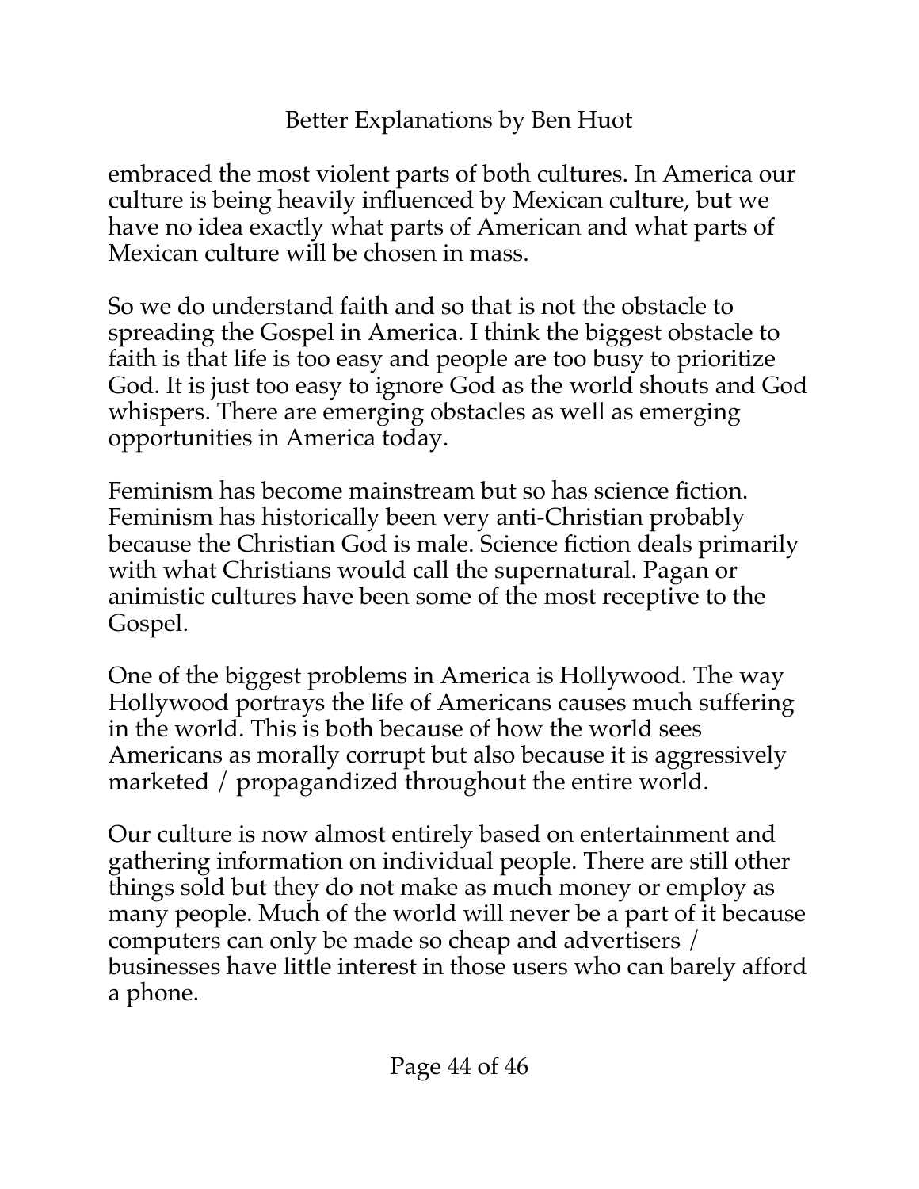embraced the most violent parts of both cultures. In America our culture is being heavily influenced by Mexican culture, but we have no idea exactly what parts of American and what parts of Mexican culture will be chosen in mass.

So we do understand faith and so that is not the obstacle to spreading the Gospel in America. I think the biggest obstacle to faith is that life is too easy and people are too busy to prioritize God. It is just too easy to ignore God as the world shouts and God whispers. There are emerging obstacles as well as emerging opportunities in America today.

Feminism has become mainstream but so has science fiction. Feminism has historically been very anti-Christian probably because the Christian God is male. Science fiction deals primarily with what Christians would call the supernatural. Pagan or animistic cultures have been some of the most receptive to the Gospel.

One of the biggest problems in America is Hollywood. The way Hollywood portrays the life of Americans causes much suffering in the world. This is both because of how the world sees Americans as morally corrupt but also because it is aggressively marketed / propagandized throughout the entire world.

Our culture is now almost entirely based on entertainment and gathering information on individual people. There are still other things sold but they do not make as much money or employ as many people. Much of the world will never be a part of it because computers can only be made so cheap and advertisers / businesses have little interest in those users who can barely afford a phone.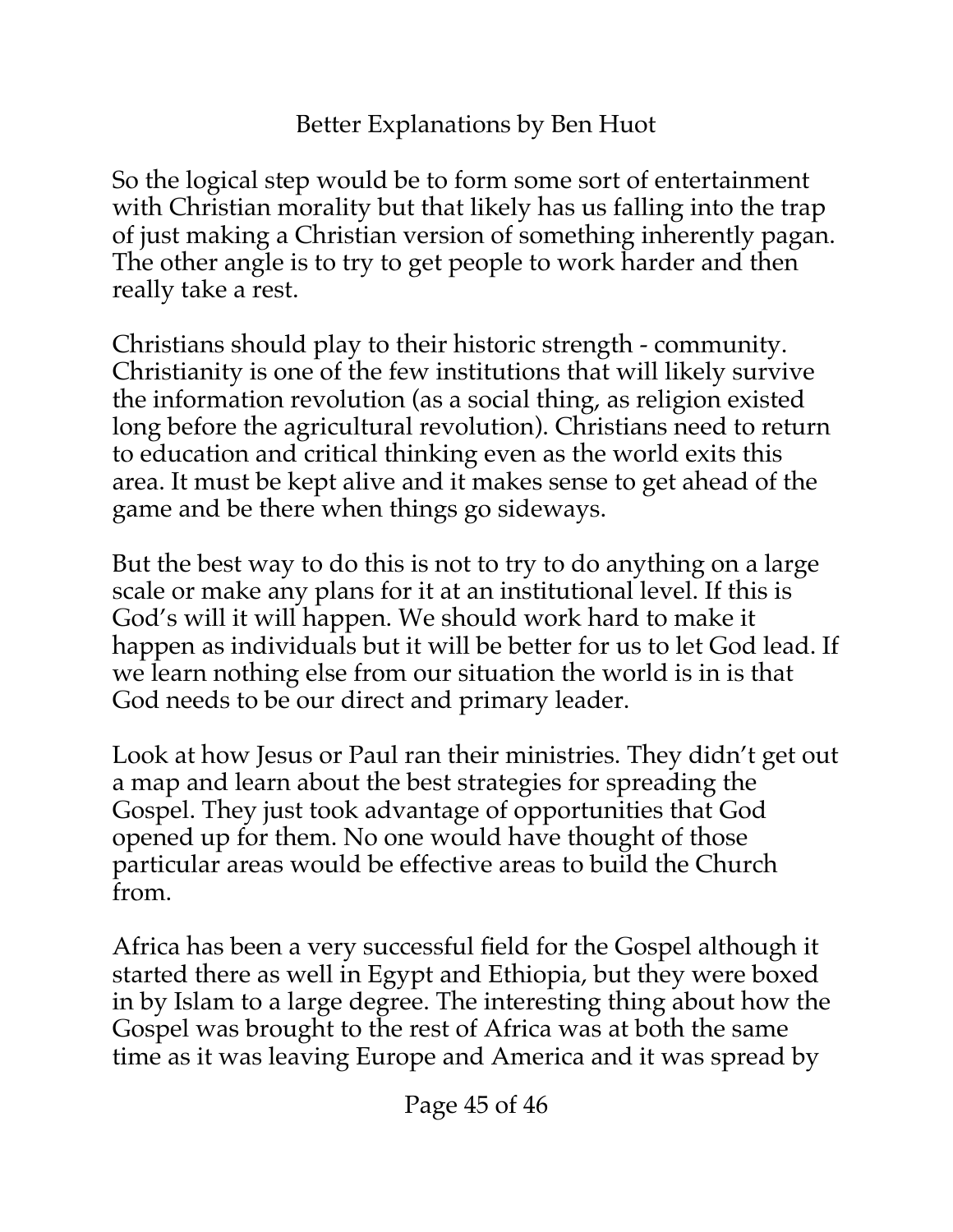So the logical step would be to form some sort of entertainment with Christian morality but that likely has us falling into the trap of just making a Christian version of something inherently pagan. The other angle is to try to get people to work harder and then really take a rest.

Christians should play to their historic strength - community. Christianity is one of the few institutions that will likely survive the information revolution (as a social thing, as religion existed long before the agricultural revolution). Christians need to return to education and critical thinking even as the world exits this area. It must be kept alive and it makes sense to get ahead of the game and be there when things go sideways.

But the best way to do this is not to try to do anything on a large scale or make any plans for it at an institutional level. If this is God's will it will happen. We should work hard to make it happen as individuals but it will be better for us to let God lead. If we learn nothing else from our situation the world is in is that God needs to be our direct and primary leader.

Look at how Jesus or Paul ran their ministries. They didn't get out a map and learn about the best strategies for spreading the Gospel. They just took advantage of opportunities that God opened up for them. No one would have thought of those particular areas would be effective areas to build the Church from.

Africa has been a very successful field for the Gospel although it started there as well in Egypt and Ethiopia, but they were boxed in by Islam to a large degree. The interesting thing about how the Gospel was brought to the rest of Africa was at both the same time as it was leaving Europe and America and it was spread by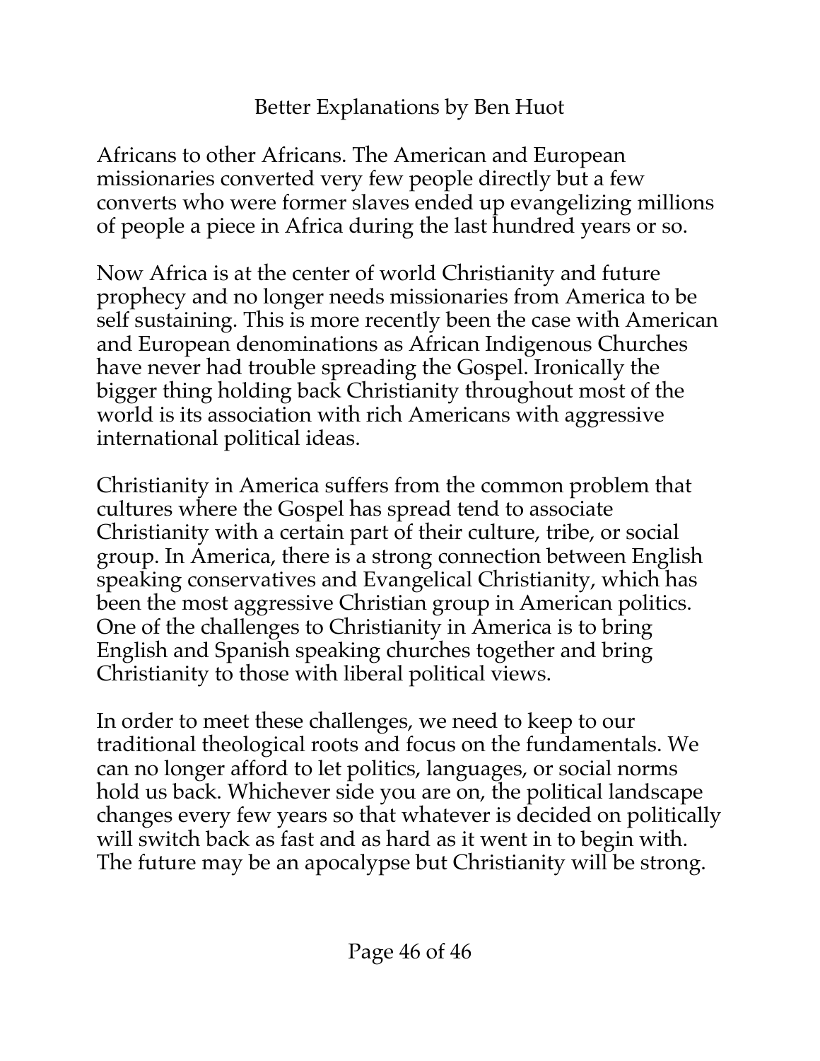Africans to other Africans. The American and European missionaries converted very few people directly but a few converts who were former slaves ended up evangelizing millions of people a piece in Africa during the last hundred years or so.

Now Africa is at the center of world Christianity and future prophecy and no longer needs missionaries from America to be self sustaining. This is more recently been the case with American and European denominations as African Indigenous Churches have never had trouble spreading the Gospel. Ironically the bigger thing holding back Christianity throughout most of the world is its association with rich Americans with aggressive international political ideas.

Christianity in America suffers from the common problem that cultures where the Gospel has spread tend to associate Christianity with a certain part of their culture, tribe, or social group. In America, there is a strong connection between English speaking conservatives and Evangelical Christianity, which has been the most aggressive Christian group in American politics. One of the challenges to Christianity in America is to bring English and Spanish speaking churches together and bring Christianity to those with liberal political views.

In order to meet these challenges, we need to keep to our traditional theological roots and focus on the fundamentals. We can no longer afford to let politics, languages, or social norms hold us back. Whichever side you are on, the political landscape changes every few years so that whatever is decided on politically will switch back as fast and as hard as it went in to begin with. The future may be an apocalypse but Christianity will be strong.